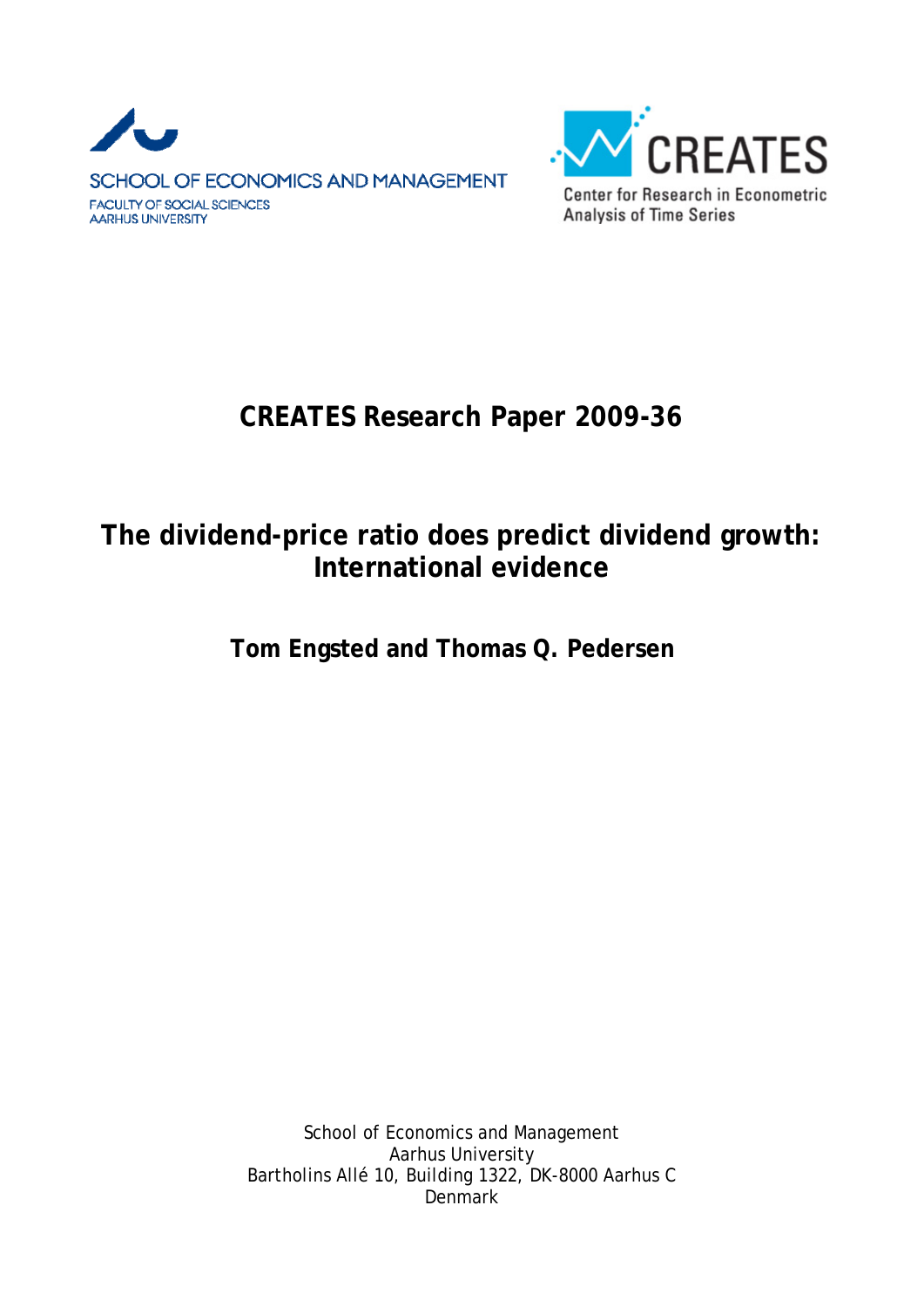SCHOOL OF ECONOMICS AND MANAGEMENT
FACULTY OF SOCIAL SCIENCES
AARHUS UNIVERSITY

CREATES
Center for Research in Econometric Analysis of Time Series

# CREATES Research Paper 2009-36

# The dividend-price ratio does predict dividend growth: International evidence

**Tom Engsted and Thomas Q. Pedersen**

School of Economics and Management
Aarhus University
Bartholins Allé 10, Building 1322, DK-8000 Aarhus C
Denmark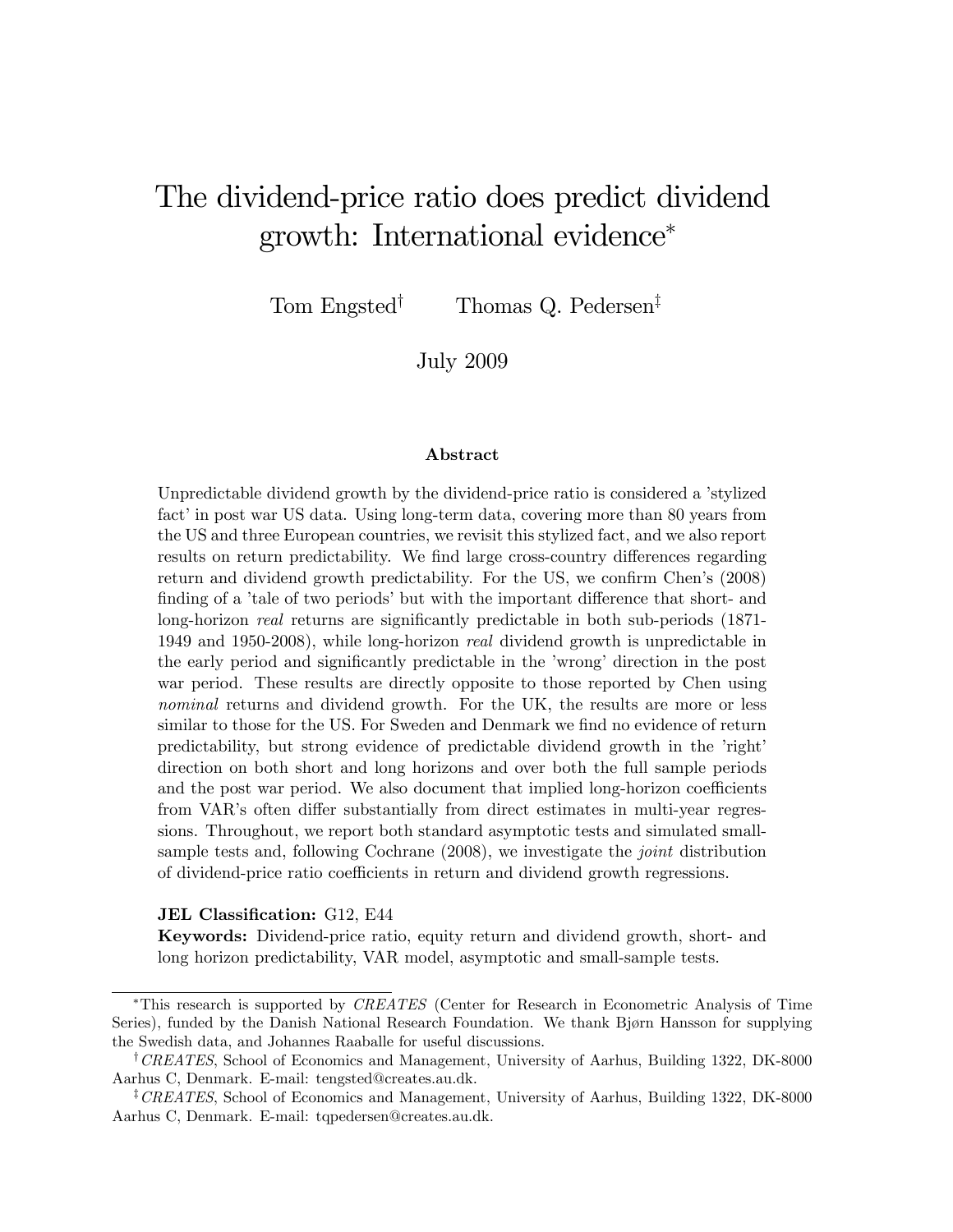# The dividend-price ratio does predict dividend growth: International evidence*

Tom Engsted† Thomas Q. Pedersen‡

July 2009

## Abstract

Unpredictable dividend growth by the dividend-price ratio is considered a 'stylized fact' in post war US data. Using long-term data, covering more than 80 years from the US and three European countries, we revisit this stylized fact, and we also report results on return predictability. We find large cross-country differences regarding return and dividend growth predictability. For the US, we confirm Chen's (2008) finding of a 'tale of two periods' but with the important difference that short- and long-horizon *real* returns are significantly predictable in both sub-periods (1871-1949 and 1950-2008), while long-horizon *real* dividend growth is unpredictable in the early period and significantly predictable in the 'wrong' direction in the post war period. These results are directly opposite to those reported by Chen using *nominal* returns and dividend growth. For the UK, the results are more or less similar to those for the US. For Sweden and Denmark we find no evidence of return predictability, but strong evidence of predictable dividend growth in the 'right' direction on both short and long horizons and over both the full sample periods and the post war period. We also document that implied long-horizon coefficients from VAR's often differ substantially from direct estimates in multi-year regressions. Throughout, we report both standard asymptotic tests and simulated small-sample tests and, following Cochrane (2008), we investigate the *joint* distribution of dividend-price ratio coefficients in return and dividend growth regressions.

**JEL Classification:** G12, E44

**Keywords:** Dividend-price ratio, equity return and dividend growth, short- and long horizon predictability, VAR model, asymptotic and small-sample tests.

---

*This research is supported by *CREATES* (Center for Research in Econometric Analysis of Time Series), funded by the Danish National Research Foundation. We thank Bjørn Hansson for supplying the Swedish data, and Johannes Raaballe for useful discussions.

†*CREATES*, School of Economics and Management, University of Aarhus, Building 1322, DK-8000 Aarhus C, Denmark. E-mail: tengsted@creates.au.dk.

‡*CREATES*, School of Economics and Management, University of Aarhus, Building 1322, DK-8000 Aarhus C, Denmark. E-mail: tqpedersen@creates.au.dk.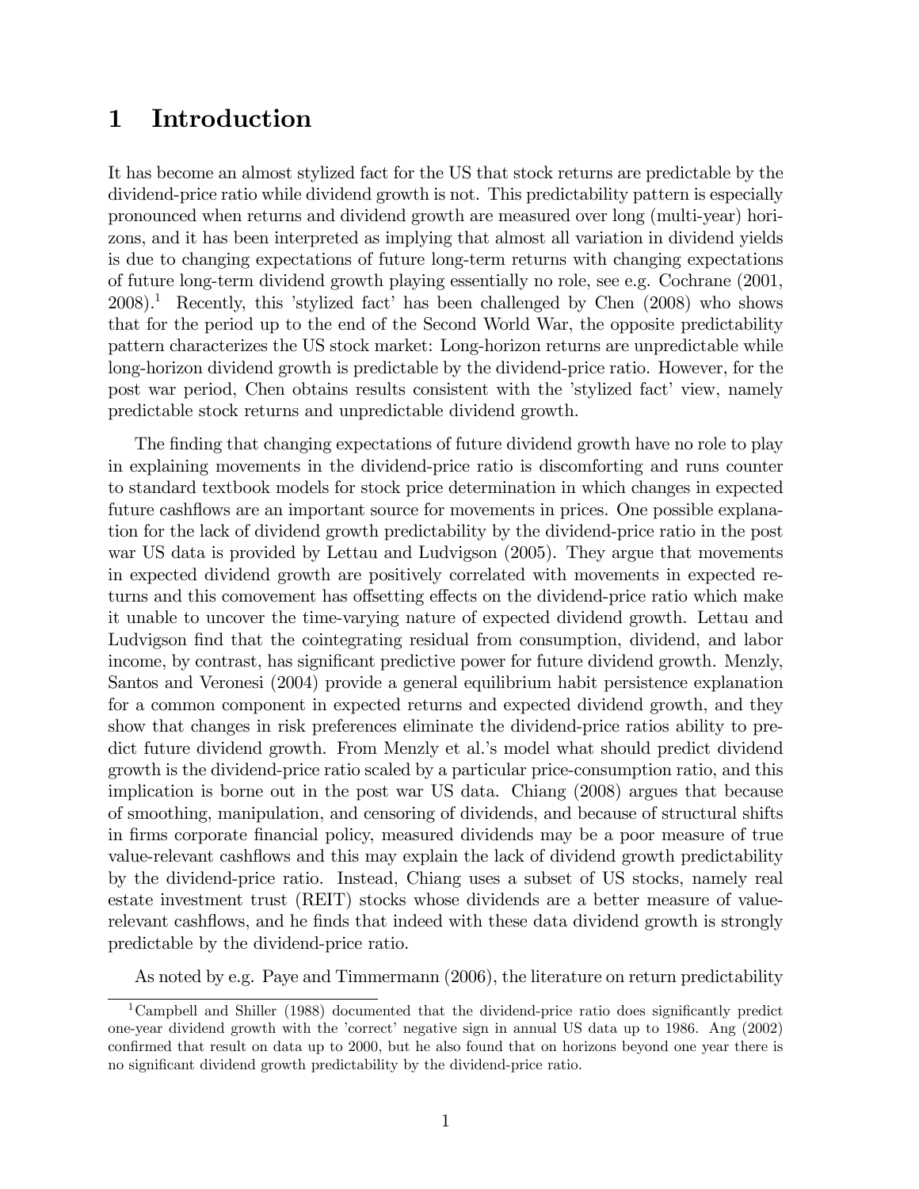# 1 Introduction

It has become an almost stylized fact for the US that stock returns are predictable by the dividend-price ratio while dividend growth is not. This predictability pattern is especially pronounced when returns and dividend growth are measured over long (multi-year) horizons, and it has been interpreted as implying that almost all variation in dividend yields is due to changing expectations of future long-term returns with changing expectations of future long-term dividend growth playing essentially no role, see e.g. Cochrane (2001, 2008).[1] Recently, this 'stylized fact' has been challenged by Chen (2008) who shows that for the period up to the end of the Second World War, the opposite predictability pattern characterizes the US stock market: Long-horizon returns are unpredictable while long-horizon dividend growth is predictable by the dividend-price ratio. However, for the post war period, Chen obtains results consistent with the 'stylized fact' view, namely predictable stock returns and unpredictable dividend growth.

The finding that changing expectations of future dividend growth have no role to play in explaining movements in the dividend-price ratio is discomforting and runs counter to standard textbook models for stock price determination in which changes in expected future cashflows are an important source for movements in prices. One possible explanation for the lack of dividend growth predictability by the dividend-price ratio in the post war US data is provided by Lettau and Ludvigson (2005). They argue that movements in expected dividend growth are positively correlated with movements in expected returns and this comovement has offsetting effects on the dividend-price ratio which make it unable to uncover the time-varying nature of expected dividend growth. Lettau and Ludvigson find that the cointegrating residual from consumption, dividend, and labor income, by contrast, has significant predictive power for future dividend growth. Menzly, Santos and Veronesi (2004) provide a general equilibrium habit persistence explanation for a common component in expected returns and expected dividend growth, and they show that changes in risk preferences eliminate the dividend-price ratios ability to predict future dividend growth. From Menzly et al.'s model what should predict dividend growth is the dividend-price ratio scaled by a particular price-consumption ratio, and this implication is borne out in the post war US data. Chiang (2008) argues that because of smoothing, manipulation, and censoring of dividends, and because of structural shifts in firms corporate financial policy, measured dividends may be a poor measure of true value-relevant cashflows and this may explain the lack of dividend growth predictability by the dividend-price ratio. Instead, Chiang uses a subset of US stocks, namely real estate investment trust (REIT) stocks whose dividends are a better measure of value-relevant cashflows, and he finds that indeed with these data dividend growth is strongly predictable by the dividend-price ratio.

As noted by e.g. Paye and Timmermann (2006), the literature on return predictability

[1] Campbell and Shiller (1988) documented that the dividend-price ratio does significantly predict one-year dividend growth with the 'correct' negative sign in annual US data up to 1986. Ang (2002) confirmed that result on data up to 2000, but he also found that on horizons beyond one year there is no significant dividend growth predictability by the dividend-price ratio.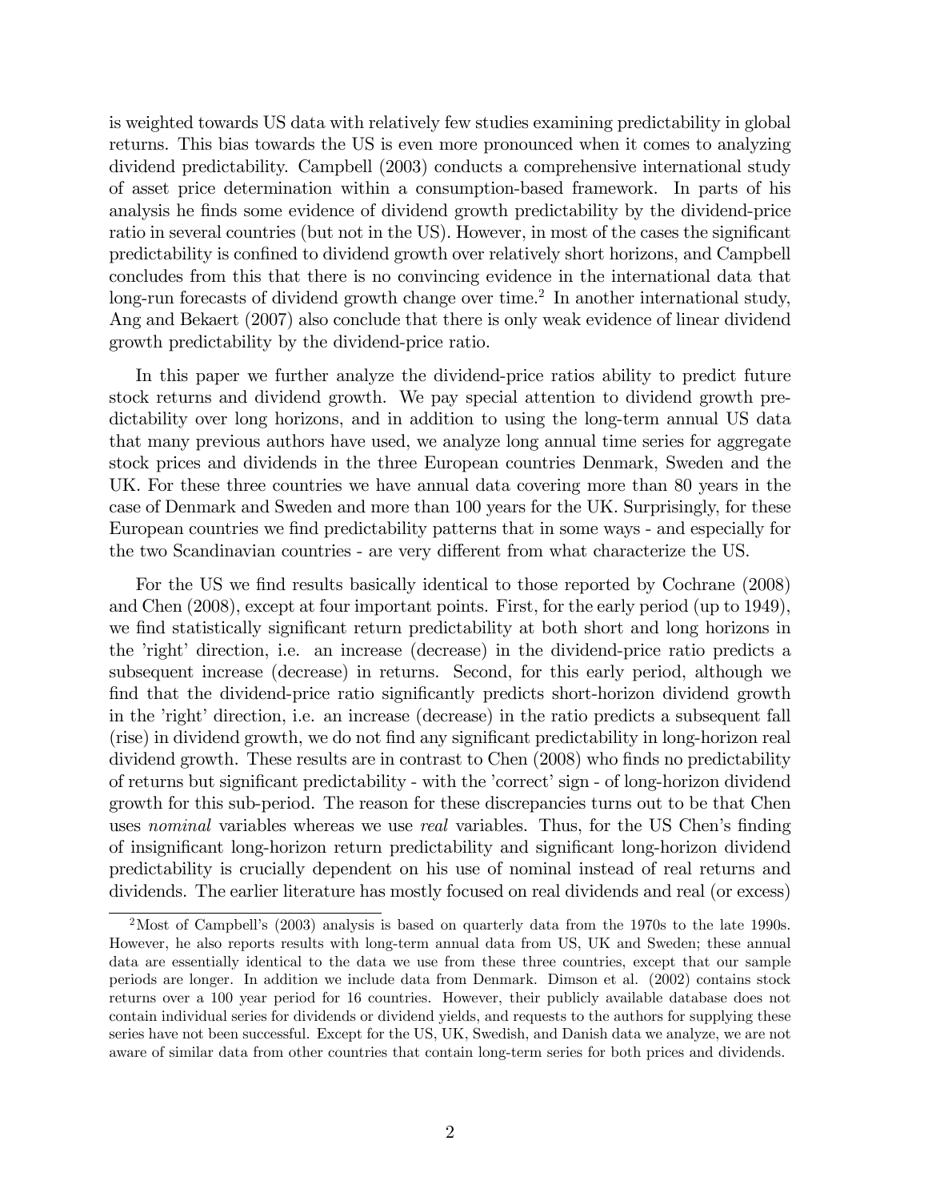is weighted towards US data with relatively few studies examining predictability in global returns. This bias towards the US is even more pronounced when it comes to analyzing dividend predictability. Campbell (2003) conducts a comprehensive international study of asset price determination within a consumption-based framework. In parts of his analysis he finds some evidence of dividend growth predictability by the dividend-price ratio in several countries (but not in the US). However, in most of the cases the significant predictability is confined to dividend growth over relatively short horizons, and Campbell concludes from this that there is no convincing evidence in the international data that long-run forecasts of dividend growth change over time.[2] In another international study, Ang and Bekaert (2007) also conclude that there is only weak evidence of linear dividend growth predictability by the dividend-price ratio.

In this paper we further analyze the dividend-price ratios ability to predict future stock returns and dividend growth. We pay special attention to dividend growth predictability over long horizons, and in addition to using the long-term annual US data that many previous authors have used, we analyze long annual time series for aggregate stock prices and dividends in the three European countries Denmark, Sweden and the UK. For these three countries we have annual data covering more than 80 years in the case of Denmark and Sweden and more than 100 years for the UK. Surprisingly, for these European countries we find predictability patterns that in some ways - and especially for the two Scandinavian countries - are very different from what characterize the US.

For the US we find results basically identical to those reported by Cochrane (2008) and Chen (2008), except at four important points. First, for the early period (up to 1949), we find statistically significant return predictability at both short and long horizons in the 'right' direction, i.e. an increase (decrease) in the dividend-price ratio predicts a subsequent increase (decrease) in returns. Second, for this early period, although we find that the dividend-price ratio significantly predicts short-horizon dividend growth in the 'right' direction, i.e. an increase (decrease) in the ratio predicts a subsequent fall (rise) in dividend growth, we do not find any significant predictability in long-horizon real dividend growth. These results are in contrast to Chen (2008) who finds no predictability of returns but significant predictability - with the 'correct' sign - of long-horizon dividend growth for this sub-period. The reason for these discrepancies turns out to be that Chen uses *nominal* variables whereas we use *real* variables. Thus, for the US Chen's finding of insignificant long-horizon return predictability and significant long-horizon dividend predictability is crucially dependent on his use of nominal instead of real returns and dividends. The earlier literature has mostly focused on real dividends and real (or excess)

[2] Most of Campbell's (2003) analysis is based on quarterly data from the 1970s to the late 1990s. However, he also reports results with long-term annual data from US, UK and Sweden; these annual data are essentially identical to the data we use from these three countries, except that our sample periods are longer. In addition we include data from Denmark. Dimson et al. (2002) contains stock returns over a 100 year period for 16 countries. However, their publicly available database does not contain individual series for dividends or dividend yields, and requests to the authors for supplying these series have not been successful. Except for the US, UK, Swedish, and Danish data we analyze, we are not aware of similar data from other countries that contain long-term series for both prices and dividends.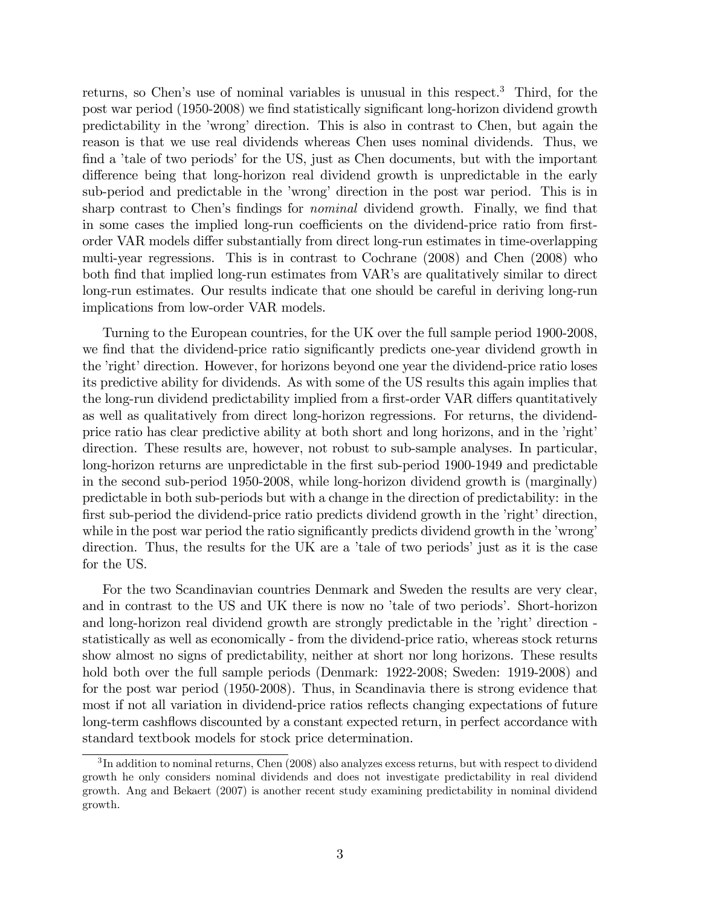returns, so Chen's use of nominal variables is unusual in this respect.[3] Third, for the post war period (1950-2008) we find statistically significant long-horizon dividend growth predictability in the 'wrong' direction. This is also in contrast to Chen, but again the reason is that we use real dividends whereas Chen uses nominal dividends. Thus, we find a 'tale of two periods' for the US, just as Chen documents, but with the important difference being that long-horizon real dividend growth is unpredictable in the early sub-period and predictable in the 'wrong' direction in the post war period. This is in sharp contrast to Chen's findings for *nominal* dividend growth. Finally, we find that in some cases the implied long-run coefficients on the dividend-price ratio from first-order VAR models differ substantially from direct long-run estimates in time-overlapping multi-year regressions. This is in contrast to Cochrane (2008) and Chen (2008) who both find that implied long-run estimates from VAR's are qualitatively similar to direct long-run estimates. Our results indicate that one should be careful in deriving long-run implications from low-order VAR models.

Turning to the European countries, for the UK over the full sample period 1900-2008, we find that the dividend-price ratio significantly predicts one-year dividend growth in the 'right' direction. However, for horizons beyond one year the dividend-price ratio loses its predictive ability for dividends. As with some of the US results this again implies that the long-run dividend predictability implied from a first-order VAR differs quantitatively as well as qualitatively from direct long-horizon regressions. For returns, the dividend-price ratio has clear predictive ability at both short and long horizons, and in the 'right' direction. These results are, however, not robust to sub-sample analyses. In particular, long-horizon returns are unpredictable in the first sub-period 1900-1949 and predictable in the second sub-period 1950-2008, while long-horizon dividend growth is (marginally) predictable in both sub-periods but with a change in the direction of predictability: in the first sub-period the dividend-price ratio predicts dividend growth in the 'right' direction, while in the post war period the ratio significantly predicts dividend growth in the 'wrong' direction. Thus, the results for the UK are a 'tale of two periods' just as it is the case for the US.

For the two Scandinavian countries Denmark and Sweden the results are very clear, and in contrast to the US and UK there is now no 'tale of two periods'. Short-horizon and long-horizon real dividend growth are strongly predictable in the 'right' direction - statistically as well as economically - from the dividend-price ratio, whereas stock returns show almost no signs of predictability, neither at short nor long horizons. These results hold both over the full sample periods (Denmark: 1922-2008; Sweden: 1919-2008) and for the post war period (1950-2008). Thus, in Scandinavia there is strong evidence that most if not all variation in dividend-price ratios reflects changing expectations of future long-term cashflows discounted by a constant expected return, in perfect accordance with standard textbook models for stock price determination.

[3] In addition to nominal returns, Chen (2008) also analyzes excess returns, but with respect to dividend growth he only considers nominal dividends and does not investigate predictability in real dividend growth. Ang and Bekaert (2007) is another recent study examining predictability in nominal dividend growth.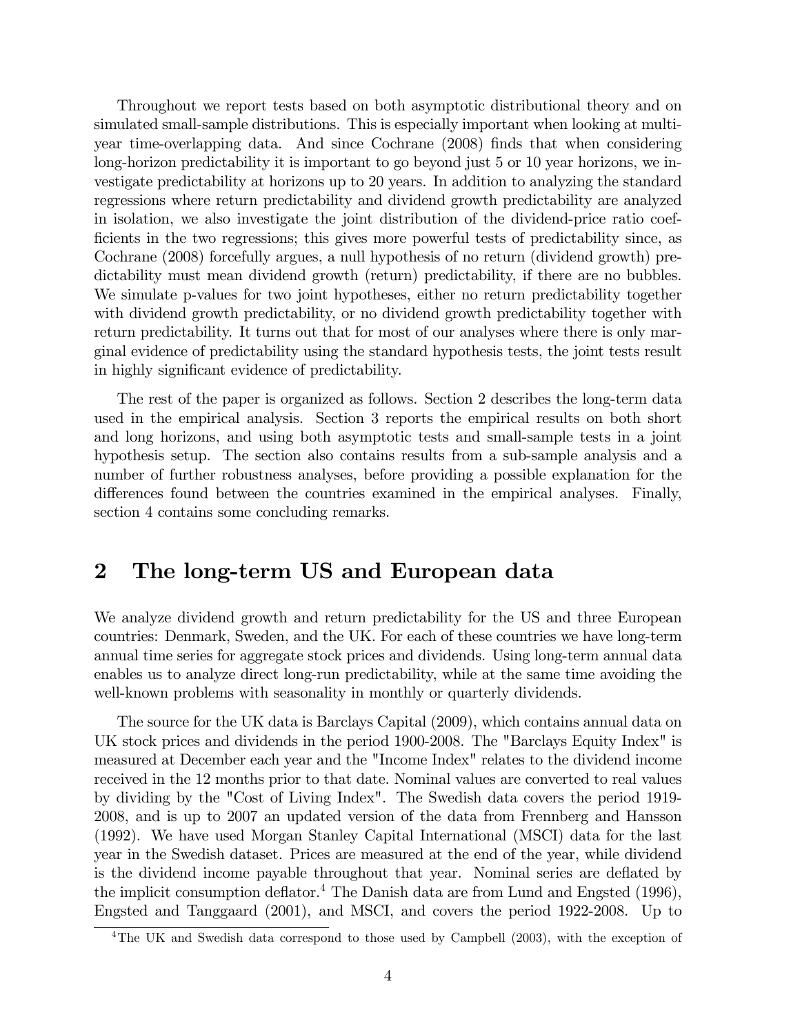Throughout we report tests based on both asymptotic distributional theory and on simulated small-sample distributions. This is especially important when looking at multi-year time-overlapping data. And since Cochrane (2008) finds that when considering long-horizon predictability it is important to go beyond just 5 or 10 year horizons, we investigate predictability at horizons up to 20 years. In addition to analyzing the standard regressions where return predictability and dividend growth predictability are analyzed in isolation, we also investigate the joint distribution of the dividend-price ratio coefficients in the two regressions; this gives more powerful tests of predictability since, as Cochrane (2008) forcefully argues, a null hypothesis of no return (dividend growth) predictability must mean dividend growth (return) predictability, if there are no bubbles. We simulate p-values for two joint hypotheses, either no return predictability together with dividend growth predictability, or no dividend growth predictability together with return predictability. It turns out that for most of our analyses where there is only marginal evidence of predictability using the standard hypothesis tests, the joint tests result in highly significant evidence of predictability.

The rest of the paper is organized as follows. Section 2 describes the long-term data used in the empirical analysis. Section 3 reports the empirical results on both short and long horizons, and using both asymptotic tests and small-sample tests in a joint hypothesis setup. The section also contains results from a sub-sample analysis and a number of further robustness analyses, before providing a possible explanation for the differences found between the countries examined in the empirical analyses. Finally, section 4 contains some concluding remarks.

## 2 The long-term US and European data

We analyze dividend growth and return predictability for the US and three European countries: Denmark, Sweden, and the UK. For each of these countries we have long-term annual time series for aggregate stock prices and dividends. Using long-term annual data enables us to analyze direct long-run predictability, while at the same time avoiding the well-known problems with seasonality in monthly or quarterly dividends.

The source for the UK data is Barclays Capital (2009), which contains annual data on UK stock prices and dividends in the period 1900-2008. The "Barclays Equity Index" is measured at December each year and the "Income Index" relates to the dividend income received in the 12 months prior to that date. Nominal values are converted to real values by dividing by the "Cost of Living Index". The Swedish data covers the period 1919-2008, and is up to 2007 an updated version of the data from Frennberg and Hansson (1992). We have used Morgan Stanley Capital International (MSCI) data for the last year in the Swedish dataset. Prices are measured at the end of the year, while dividend is the dividend income payable throughout that year. Nominal series are deflated by the implicit consumption deflator.[4] The Danish data are from Lund and Engsted (1996), Engsted and Tanggaard (2001), and MSCI, and covers the period 1922-2008. Up to

[4]The UK and Swedish data correspond to those used by Campbell (2003), with the exception of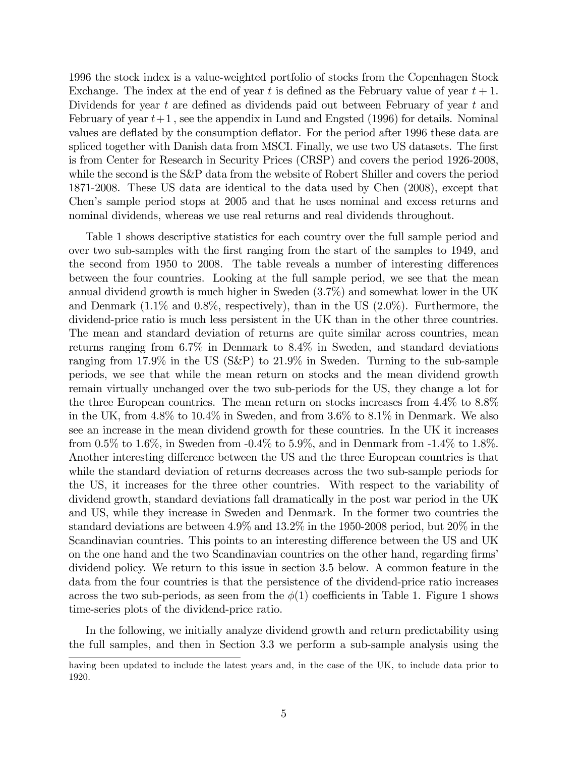1996 the stock index is a value-weighted portfolio of stocks from the Copenhagen Stock Exchange. The index at the end of year $t$ is defined as the February value of year $t+1$. Dividends for year $t$ are defined as dividends paid out between February of year $t$ and February of year $t+1$, see the appendix in Lund and Engsted (1996) for details. Nominal values are deflated by the consumption deflator. For the period after 1996 these data are spliced together with Danish data from MSCI. Finally, we use two US datasets. The first is from Center for Research in Security Prices (CRSP) and covers the period 1926-2008, while the second is the S&P data from the website of Robert Shiller and covers the period 1871-2008. These US data are identical to the data used by Chen (2008), except that Chen's sample period stops at 2005 and that he uses nominal and excess returns and nominal dividends, whereas we use real returns and real dividends throughout.

Table 1 shows descriptive statistics for each country over the full sample period and over two sub-samples with the first ranging from the start of the samples to 1949, and the second from 1950 to 2008. The table reveals a number of interesting differences between the four countries. Looking at the full sample period, we see that the mean annual dividend growth is much higher in Sweden (3.7%) and somewhat lower in the UK and Denmark (1.1% and 0.8%, respectively), than in the US (2.0%). Furthermore, the dividend-price ratio is much less persistent in the UK than in the other three countries. The mean and standard deviation of returns are quite similar across countries, mean returns ranging from 6.7% in Denmark to 8.4% in Sweden, and standard deviations ranging from 17.9% in the US (S&P) to 21.9% in Sweden. Turning to the sub-sample periods, we see that while the mean return on stocks and the mean dividend growth remain virtually unchanged over the two sub-periods for the US, they change a lot for the three European countries. The mean return on stocks increases from 4.4% to 8.8% in the UK, from 4.8% to 10.4% in Sweden, and from 3.6% to 8.1% in Denmark. We also see an increase in the mean dividend growth for these countries. In the UK it increases from 0.5% to 1.6%, in Sweden from -0.4% to 5.9%, and in Denmark from -1.4% to 1.8%. Another interesting difference between the US and the three European countries is that while the standard deviation of returns decreases across the two sub-sample periods for the US, it increases for the three other countries. With respect to the variability of dividend growth, standard deviations fall dramatically in the post war period in the UK and US, while they increase in Sweden and Denmark. In the former two countries the standard deviations are between 4.9% and 13.2% in the 1950-2008 period, but 20% in the Scandinavian countries. This points to an interesting difference between the US and UK on the one hand and the two Scandinavian countries on the other hand, regarding firms' dividend policy. We return to this issue in section 3.5 below. A common feature in the data from the four countries is that the persistence of the dividend-price ratio increases across the two sub-periods, as seen from the $\phi(1)$ coefficients in Table 1. Figure 1 shows time-series plots of the dividend-price ratio.

In the following, we initially analyze dividend growth and return predictability using the full samples, and then in Section 3.3 we perform a sub-sample analysis using the

having been updated to include the latest years and, in the case of the UK, to include data prior to 1920.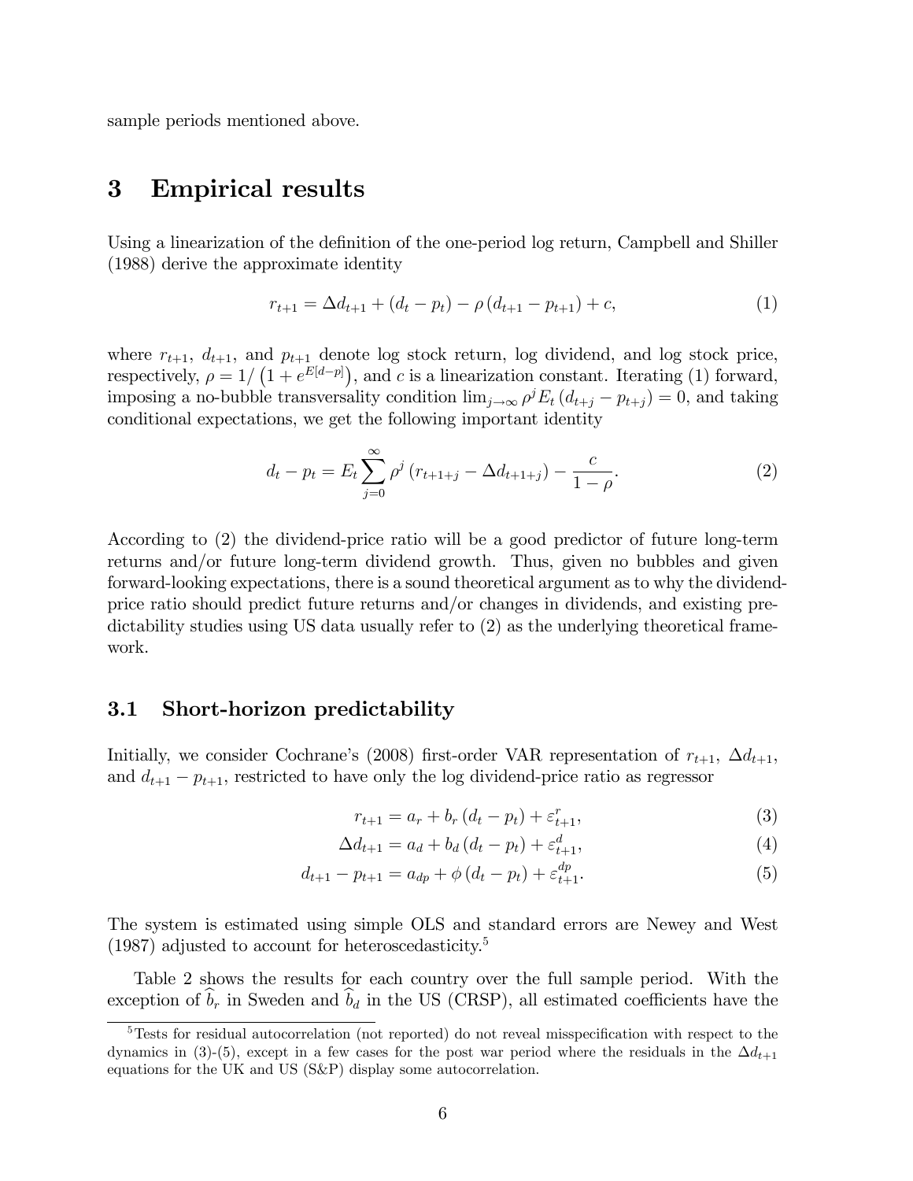sample periods mentioned above.

# 3 Empirical results

Using a linearization of the definition of the one-period log return, Campbell and Shiller (1988) derive the approximate identity

$$r_{t+1} = \Delta d_{t+1} + (d_t - p_t) - \rho (d_{t+1} - p_{t+1}) + c, \tag{1}$$

where $r_{t+1}$, $d_{t+1}$, and $p_{t+1}$ denote log stock return, log dividend, and log stock price, respectively, $\rho = 1/\left(1 + e^{E[d-p]}\right)$, and $c$ is a linearization constant. Iterating (1) forward, imposing a no-bubble transversality condition $\lim_{j\to\infty} \rho^j E_t (d_{t+j} - p_{t+j}) = 0$, and taking conditional expectations, we get the following important identity

$$d_t - p_t = E_t \sum_{j=0}^{\infty} \rho^j (r_{t+1+j} - \Delta d_{t+1+j}) - \frac{c}{1-\rho}. \tag{2}$$

According to (2) the dividend-price ratio will be a good predictor of future long-term returns and/or future long-term dividend growth. Thus, given no bubbles and given forward-looking expectations, there is a sound theoretical argument as to why the dividend-price ratio should predict future returns and/or changes in dividends, and existing predictability studies using US data usually refer to (2) as the underlying theoretical framework.

## 3.1 Short-horizon predictability

Initially, we consider Cochrane's (2008) first-order VAR representation of $r_{t+1}$, $\Delta d_{t+1}$, and $d_{t+1} - p_{t+1}$, restricted to have only the log dividend-price ratio as regressor

$$r_{t+1} = a_r + b_r (d_t - p_t) + \varepsilon^r_{t+1}, \tag{3}$$

$$\Delta d_{t+1} = a_d + b_d (d_t - p_t) + \varepsilon^d_{t+1}, \tag{4}$$

$$d_{t+1} - p_{t+1} = a_{dp} + \phi (d_t - p_t) + \varepsilon^{dp}_{t+1}. \tag{5}$$

The system is estimated using simple OLS and standard errors are Newey and West (1987) adjusted to account for heteroscedasticity.[5]

Table 2 shows the results for each country over the full sample period. With the exception of $\widehat{b}_r$ in Sweden and $\widehat{b}_d$ in the US (CRSP), all estimated coefficients have the

[5] Tests for residual autocorrelation (not reported) do not reveal misspecification with respect to the dynamics in (3)-(5), except in a few cases for the post war period where the residuals in the $\Delta d_{t+1}$ equations for the UK and US (S&P) display some autocorrelation.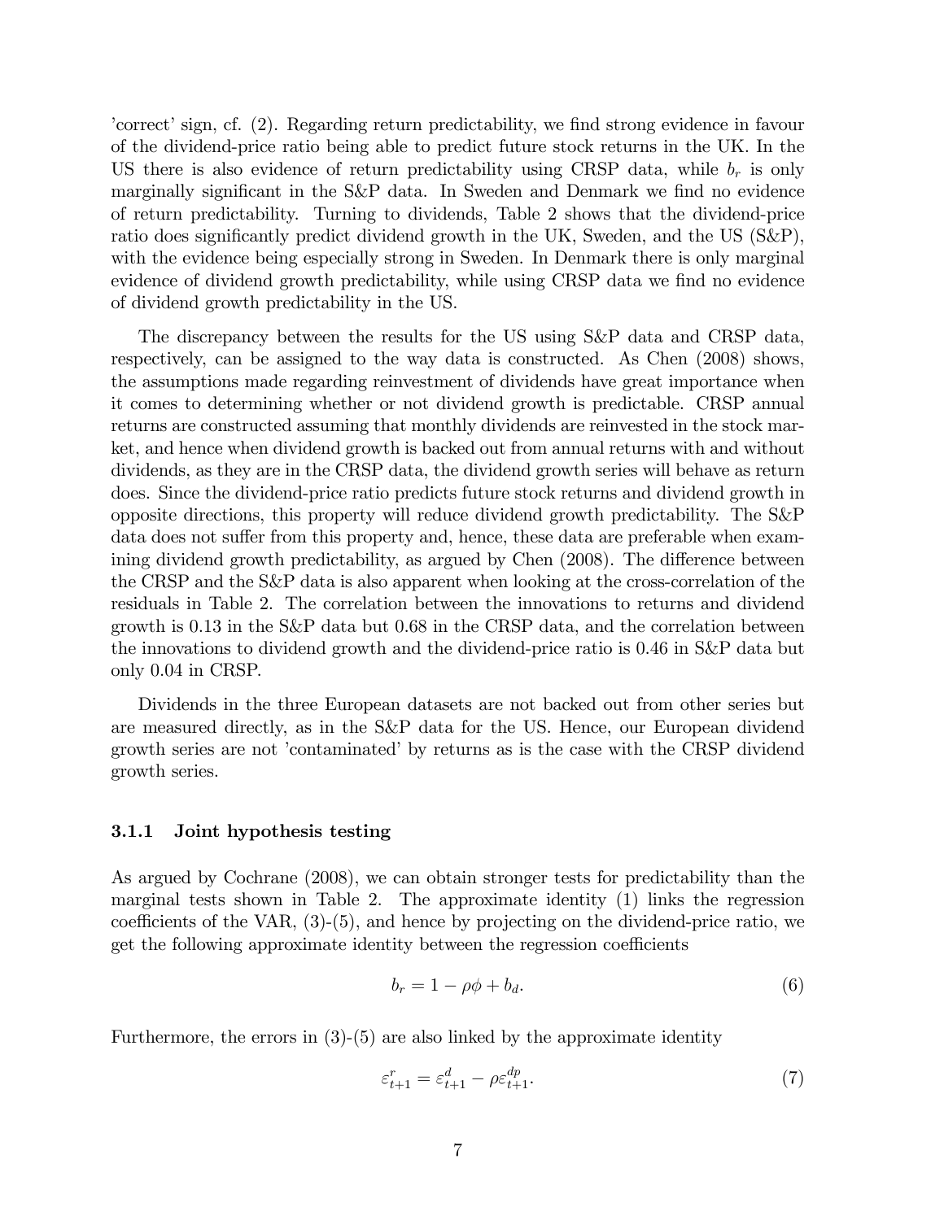'correct' sign, cf. (2). Regarding return predictability, we find strong evidence in favour of the dividend-price ratio being able to predict future stock returns in the UK. In the US there is also evidence of return predictability using CRSP data, while $b_r$ is only marginally significant in the S&P data. In Sweden and Denmark we find no evidence of return predictability. Turning to dividends, Table 2 shows that the dividend-price ratio does significantly predict dividend growth in the UK, Sweden, and the US (S&P), with the evidence being especially strong in Sweden. In Denmark there is only marginal evidence of dividend growth predictability, while using CRSP data we find no evidence of dividend growth predictability in the US.

The discrepancy between the results for the US using S&P data and CRSP data, respectively, can be assigned to the way data is constructed. As Chen (2008) shows, the assumptions made regarding reinvestment of dividends have great importance when it comes to determining whether or not dividend growth is predictable. CRSP annual returns are constructed assuming that monthly dividends are reinvested in the stock market, and hence when dividend growth is backed out from annual returns with and without dividends, as they are in the CRSP data, the dividend growth series will behave as return does. Since the dividend-price ratio predicts future stock returns and dividend growth in opposite directions, this property will reduce dividend growth predictability. The S&P data does not suffer from this property and, hence, these data are preferable when examining dividend growth predictability, as argued by Chen (2008). The difference between the CRSP and the S&P data is also apparent when looking at the cross-correlation of the residuals in Table 2. The correlation between the innovations to returns and dividend growth is 0.13 in the S&P data but 0.68 in the CRSP data, and the correlation between the innovations to dividend growth and the dividend-price ratio is 0.46 in S&P data but only 0.04 in CRSP.

Dividends in the three European datasets are not backed out from other series but are measured directly, as in the S&P data for the US. Hence, our European dividend growth series are not 'contaminated' by returns as is the case with the CRSP dividend growth series.

### 3.1.1 Joint hypothesis testing

As argued by Cochrane (2008), we can obtain stronger tests for predictability than the marginal tests shown in Table 2. The approximate identity (1) links the regression coefficients of the VAR, (3)-(5), and hence by projecting on the dividend-price ratio, we get the following approximate identity between the regression coefficients

$$b_r = 1 - \rho\phi + b_d. \tag{6}$$

Furthermore, the errors in (3)-(5) are also linked by the approximate identity

$$\varepsilon^r_{t+1} = \varepsilon^d_{t+1} - \rho\varepsilon^{dp}_{t+1}. \tag{7}$$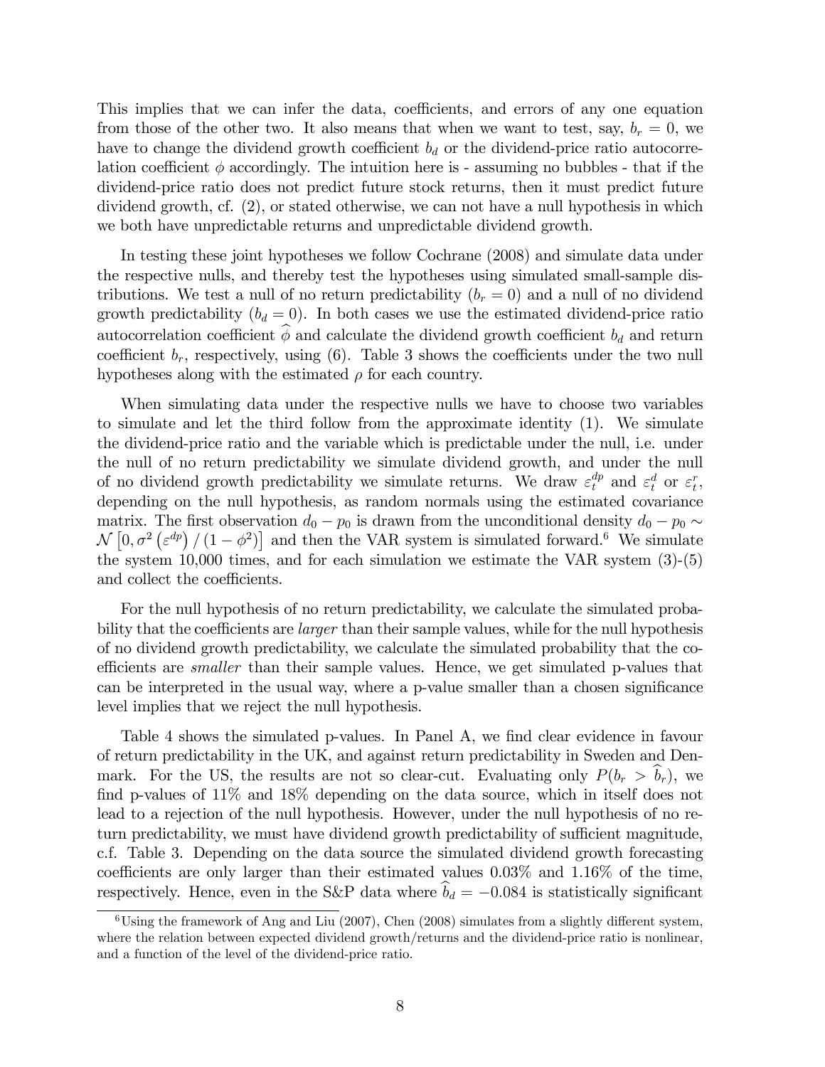This implies that we can infer the data, coefficients, and errors of any one equation from those of the other two. It also means that when we want to test, say, $b_r = 0$, we have to change the dividend growth coefficient $b_d$ or the dividend-price ratio autocorrelation coefficient $\phi$ accordingly. The intuition here is - assuming no bubbles - that if the dividend-price ratio does not predict future stock returns, then it must predict future dividend growth, cf. (2), or stated otherwise, we can not have a null hypothesis in which we both have unpredictable returns and unpredictable dividend growth.

In testing these joint hypotheses we follow Cochrane (2008) and simulate data under the respective nulls, and thereby test the hypotheses using simulated small-sample distributions. We test a null of no return predictability ($b_r = 0$) and a null of no dividend growth predictability ($b_d = 0$). In both cases we use the estimated dividend-price ratio autocorrelation coefficient $\widehat{\phi}$ and calculate the dividend growth coefficient $b_d$ and return coefficient $b_r$, respectively, using (6). Table 3 shows the coefficients under the two null hypotheses along with the estimated $\rho$ for each country.

When simulating data under the respective nulls we have to choose two variables to simulate and let the third follow from the approximate identity (1). We simulate the dividend-price ratio and the variable which is predictable under the null, i.e. under the null of no return predictability we simulate dividend growth, and under the null of no dividend growth predictability we simulate returns. We draw $\varepsilon_t^{dp}$ and $\varepsilon_t^d$ or $\varepsilon_t^r$, depending on the null hypothesis, as random normals using the estimated covariance matrix. The first observation $d_0 - p_0$ is drawn from the unconditional density $d_0 - p_0 \sim \mathcal{N}\left[0, \sigma^2\left(\varepsilon^{dp}\right)/\left(1-\phi^2\right)\right]$ and then the VAR system is simulated forward.[6] We simulate the system 10,000 times, and for each simulation we estimate the VAR system (3)-(5) and collect the coefficients.

For the null hypothesis of no return predictability, we calculate the simulated probability that the coefficients are *larger* than their sample values, while for the null hypothesis of no dividend growth predictability, we calculate the simulated probability that the coefficients are *smaller* than their sample values. Hence, we get simulated p-values that can be interpreted in the usual way, where a p-value smaller than a chosen significance level implies that we reject the null hypothesis.

Table 4 shows the simulated p-values. In Panel A, we find clear evidence in favour of return predictability in the UK, and against return predictability in Sweden and Denmark. For the US, the results are not so clear-cut. Evaluating only $P(b_r > \widehat{b}_r)$, we find p-values of 11% and 18% depending on the data source, which in itself does not lead to a rejection of the null hypothesis. However, under the null hypothesis of no return predictability, we must have dividend growth predictability of sufficient magnitude, c.f. Table 3. Depending on the data source the simulated dividend growth forecasting coefficients are only larger than their estimated values 0.03% and 1.16% of the time, respectively. Hence, even in the S&P data where $\widehat{b}_d = -0.084$ is statistically significant

[6] Using the framework of Ang and Liu (2007), Chen (2008) simulates from a slightly different system, where the relation between expected dividend growth/returns and the dividend-price ratio is nonlinear, and a function of the level of the dividend-price ratio.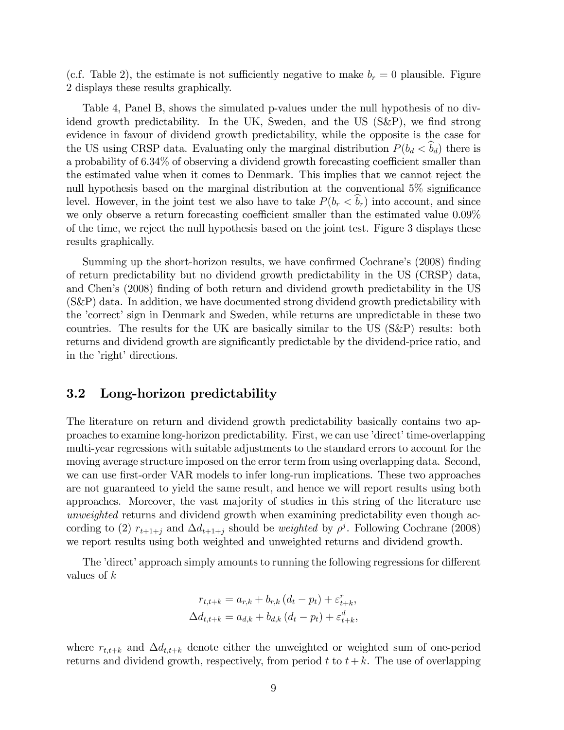(c.f. Table 2), the estimate is not sufficiently negative to make $b_r = 0$ plausible. Figure 2 displays these results graphically.

Table 4, Panel B, shows the simulated p-values under the null hypothesis of no dividend growth predictability. In the UK, Sweden, and the US (S&P), we find strong evidence in favour of dividend growth predictability, while the opposite is the case for the US using CRSP data. Evaluating only the marginal distribution $P(b_d < \widehat{b}_d)$ there is a probability of 6.34% of observing a dividend growth forecasting coefficient smaller than the estimated value when it comes to Denmark. This implies that we cannot reject the null hypothesis based on the marginal distribution at the conventional 5% significance level. However, in the joint test we also have to take $P(b_r < \widehat{b}_r)$ into account, and since we only observe a return forecasting coefficient smaller than the estimated value 0.09% of the time, we reject the null hypothesis based on the joint test. Figure 3 displays these results graphically.

Summing up the short-horizon results, we have confirmed Cochrane's (2008) finding of return predictability but no dividend growth predictability in the US (CRSP) data, and Chen's (2008) finding of both return and dividend growth predictability in the US (S&P) data. In addition, we have documented strong dividend growth predictability with the 'correct' sign in Denmark and Sweden, while returns are unpredictable in these two countries. The results for the UK are basically similar to the US (S&P) results: both returns and dividend growth are significantly predictable by the dividend-price ratio, and in the 'right' directions.

## 3.2 Long-horizon predictability

The literature on return and dividend growth predictability basically contains two approaches to examine long-horizon predictability. First, we can use 'direct' time-overlapping multi-year regressions with suitable adjustments to the standard errors to account for the moving average structure imposed on the error term from using overlapping data. Second, we can use first-order VAR models to infer long-run implications. These two approaches are not guaranteed to yield the same result, and hence we will report results using both approaches. Moreover, the vast majority of studies in this string of the literature use *unweighted* returns and dividend growth when examining predictability even though according to (2) $r_{t+1+j}$ and $\Delta d_{t+1+j}$ should be *weighted* by $\rho^j$. Following Cochrane (2008) we report results using both weighted and unweighted returns and dividend growth.

The 'direct' approach simply amounts to running the following regressions for different values of $k$

$$
\begin{aligned}
r_{t,t+k} &= a_{r,k} + b_{r,k}\left(d_t - p_t\right) + \varepsilon^r_{t+k}, \\
\Delta d_{t,t+k} &= a_{d,k} + b_{d,k}\left(d_t - p_t\right) + \varepsilon^d_{t+k},
\end{aligned}
$$

where $r_{t,t+k}$ and $\Delta d_{t,t+k}$ denote either the unweighted or weighted sum of one-period returns and dividend growth, respectively, from period $t$ to $t+k$. The use of overlapping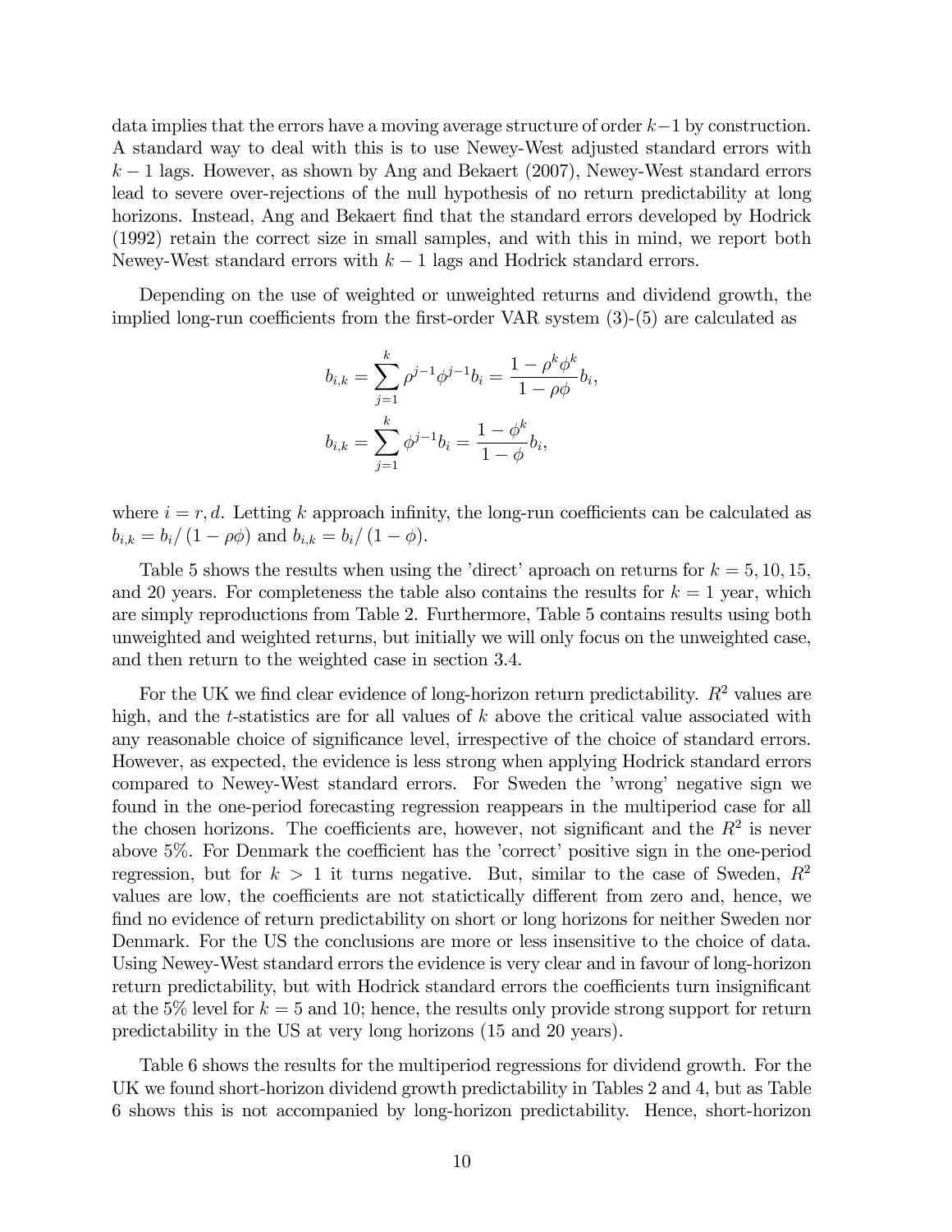data implies that the errors have a moving average structure of order $k-1$ by construction. A standard way to deal with this is to use Newey-West adjusted standard errors with $k-1$ lags. However, as shown by Ang and Bekaert (2007), Newey-West standard errors lead to severe over-rejections of the null hypothesis of no return predictability at long horizons. Instead, Ang and Bekaert find that the standard errors developed by Hodrick (1992) retain the correct size in small samples, and with this in mind, we report both Newey-West standard errors with $k-1$ lags and Hodrick standard errors.

Depending on the use of weighted or unweighted returns and dividend growth, the implied long-run coefficients from the first-order VAR system (3)-(5) are calculated as

$$b_{i,k} = \sum_{j=1}^{k} \rho^{j-1}\phi^{j-1}b_i = \frac{1-\rho^k\phi^k}{1-\rho\phi}b_i,$$

$$b_{i,k} = \sum_{j=1}^{k} \phi^{j-1}b_i = \frac{1-\phi^k}{1-\phi}b_i,$$

where $i = r, d$. Letting $k$ approach infinity, the long-run coefficients can be calculated as $b_{i,k} = b_i/(1-\rho\phi)$ and $b_{i,k} = b_i/(1-\phi)$.

Table 5 shows the results when using the 'direct' aproach on returns for $k = 5, 10, 15$, and 20 years. For completeness the table also contains the results for $k = 1$ year, which are simply reproductions from Table 2. Furthermore, Table 5 contains results using both unweighted and weighted returns, but initially we will only focus on the unweighted case, and then return to the weighted case in section 3.4.

For the UK we find clear evidence of long-horizon return predictability. $R^2$ values are high, and the $t$-statistics are for all values of $k$ above the critical value associated with any reasonable choice of significance level, irrespective of the choice of standard errors. However, as expected, the evidence is less strong when applying Hodrick standard errors compared to Newey-West standard errors. For Sweden the 'wrong' negative sign we found in the one-period forecasting regression reappears in the multiperiod case for all the chosen horizons. The coefficients are, however, not significant and the $R^2$ is never above 5%. For Denmark the coefficient has the 'correct' positive sign in the one-period regression, but for $k > 1$ it turns negative. But, similar to the case of Sweden, $R^2$ values are low, the coefficients are not statictically different from zero and, hence, we find no evidence of return predictability on short or long horizons for neither Sweden nor Denmark. For the US the conclusions are more or less insensitive to the choice of data. Using Newey-West standard errors the evidence is very clear and in favour of long-horizon return predictability, but with Hodrick standard errors the coefficients turn insignificant at the 5% level for $k = 5$ and 10; hence, the results only provide strong support for return predictability in the US at very long horizons (15 and 20 years).

Table 6 shows the results for the multiperiod regressions for dividend growth. For the UK we found short-horizon dividend growth predictability in Tables 2 and 4, but as Table 6 shows this is not accompanied by long-horizon predictability. Hence, short-horizon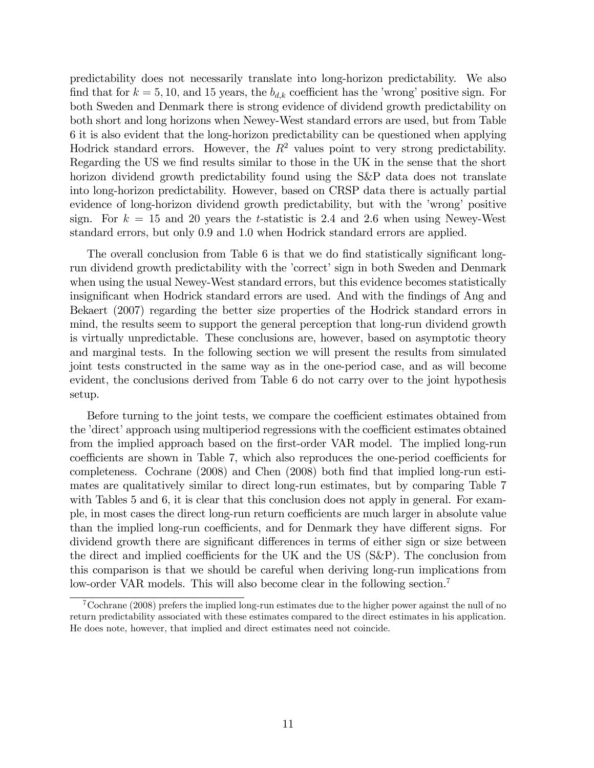predictability does not necessarily translate into long-horizon predictability. We also find that for $k = 5, 10$, and 15 years, the $b_{d,k}$ coefficient has the 'wrong' positive sign. For both Sweden and Denmark there is strong evidence of dividend growth predictability on both short and long horizons when Newey-West standard errors are used, but from Table 6 it is also evident that the long-horizon predictability can be questioned when applying Hodrick standard errors. However, the $R^2$ values point to very strong predictability. Regarding the US we find results similar to those in the UK in the sense that the short horizon dividend growth predictability found using the S&P data does not translate into long-horizon predictability. However, based on CRSP data there is actually partial evidence of long-horizon dividend growth predictability, but with the 'wrong' positive sign. For $k = 15$ and 20 years the $t$-statistic is 2.4 and 2.6 when using Newey-West standard errors, but only 0.9 and 1.0 when Hodrick standard errors are applied.

The overall conclusion from Table 6 is that we do find statistically significant long-run dividend growth predictability with the 'correct' sign in both Sweden and Denmark when using the usual Newey-West standard errors, but this evidence becomes statistically insignificant when Hodrick standard errors are used. And with the findings of Ang and Bekaert (2007) regarding the better size properties of the Hodrick standard errors in mind, the results seem to support the general perception that long-run dividend growth is virtually unpredictable. These conclusions are, however, based on asymptotic theory and marginal tests. In the following section we will present the results from simulated joint tests constructed in the same way as in the one-period case, and as will become evident, the conclusions derived from Table 6 do not carry over to the joint hypothesis setup.

Before turning to the joint tests, we compare the coefficient estimates obtained from the 'direct' approach using multiperiod regressions with the coefficient estimates obtained from the implied approach based on the first-order VAR model. The implied long-run coefficients are shown in Table 7, which also reproduces the one-period coefficients for completeness. Cochrane (2008) and Chen (2008) both find that implied long-run estimates are qualitatively similar to direct long-run estimates, but by comparing Table 7 with Tables 5 and 6, it is clear that this conclusion does not apply in general. For example, in most cases the direct long-run return coefficients are much larger in absolute value than the implied long-run coefficients, and for Denmark they have different signs. For dividend growth there are significant differences in terms of either sign or size between the direct and implied coefficients for the UK and the US (S&P). The conclusion from this comparison is that we should be careful when deriving long-run implications from low-order VAR models. This will also become clear in the following section.[7]

[7] Cochrane (2008) prefers the implied long-run estimates due to the higher power against the null of no return predictability associated with these estimates compared to the direct estimates in his application. He does note, however, that implied and direct estimates need not coincide.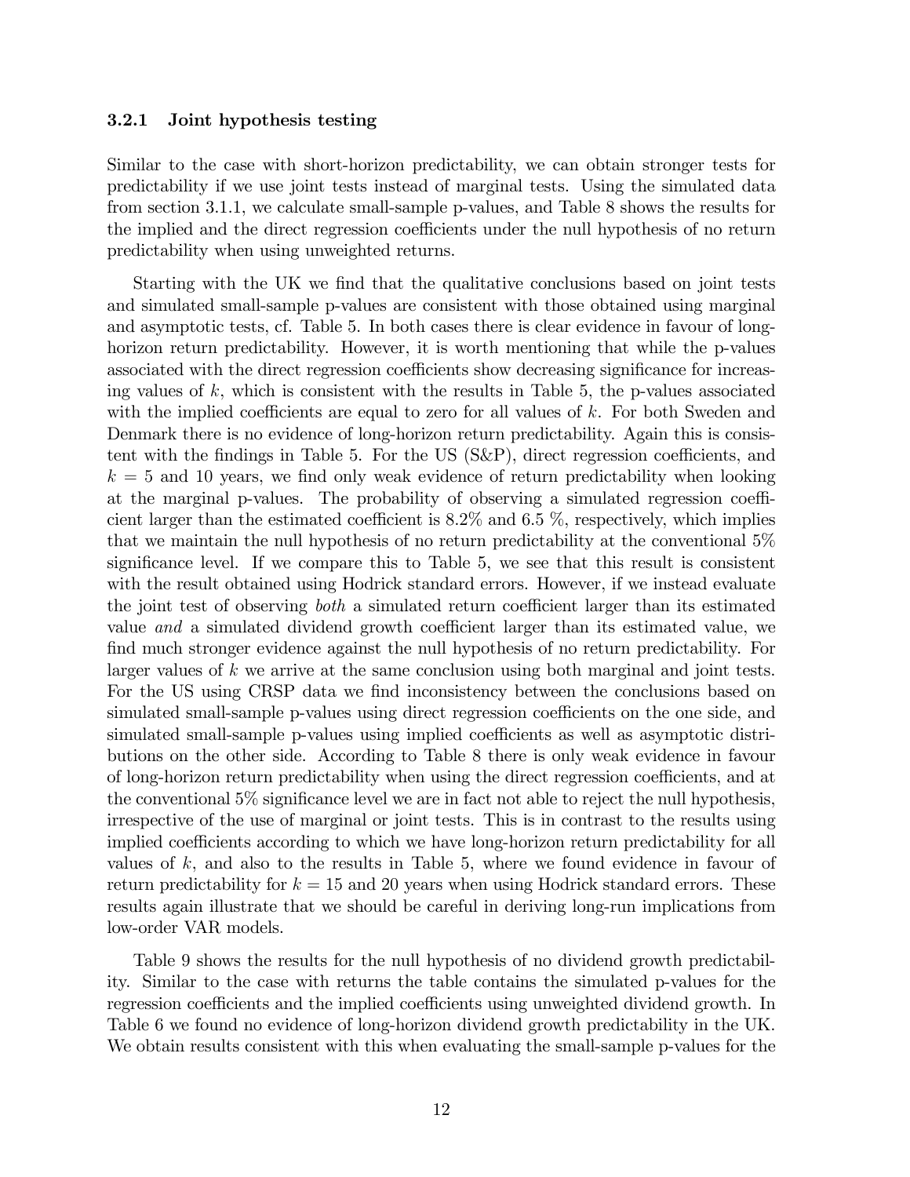### 3.2.1 Joint hypothesis testing

Similar to the case with short-horizon predictability, we can obtain stronger tests for predictability if we use joint tests instead of marginal tests. Using the simulated data from section 3.1.1, we calculate small-sample p-values, and Table 8 shows the results for the implied and the direct regression coefficients under the null hypothesis of no return predictability when using unweighted returns.

Starting with the UK we find that the qualitative conclusions based on joint tests and simulated small-sample p-values are consistent with those obtained using marginal and asymptotic tests, cf. Table 5. In both cases there is clear evidence in favour of long-horizon return predictability. However, it is worth mentioning that while the p-values associated with the direct regression coefficients show decreasing significance for increasing values of $k$, which is consistent with the results in Table 5, the p-values associated with the implied coefficients are equal to zero for all values of $k$. For both Sweden and Denmark there is no evidence of long-horizon return predictability. Again this is consistent with the findings in Table 5. For the US (S&P), direct regression coefficients, and $k = 5$ and 10 years, we find only weak evidence of return predictability when looking at the marginal p-values. The probability of observing a simulated regression coefficient larger than the estimated coefficient is 8.2% and 6.5 %, respectively, which implies that we maintain the null hypothesis of no return predictability at the conventional 5% significance level. If we compare this to Table 5, we see that this result is consistent with the result obtained using Hodrick standard errors. However, if we instead evaluate the joint test of observing *both* a simulated return coefficient larger than its estimated value *and* a simulated dividend growth coefficient larger than its estimated value, we find much stronger evidence against the null hypothesis of no return predictability. For larger values of $k$ we arrive at the same conclusion using both marginal and joint tests. For the US using CRSP data we find inconsistency between the conclusions based on simulated small-sample p-values using direct regression coefficients on the one side, and simulated small-sample p-values using implied coefficients as well as asymptotic distributions on the other side. According to Table 8 there is only weak evidence in favour of long-horizon return predictability when using the direct regression coefficients, and at the conventional 5% significance level we are in fact not able to reject the null hypothesis, irrespective of the use of marginal or joint tests. This is in contrast to the results using implied coefficients according to which we have long-horizon return predictability for all values of $k$, and also to the results in Table 5, where we found evidence in favour of return predictability for $k = 15$ and 20 years when using Hodrick standard errors. These results again illustrate that we should be careful in deriving long-run implications from low-order VAR models.

Table 9 shows the results for the null hypothesis of no dividend growth predictability. Similar to the case with returns the table contains the simulated p-values for the regression coefficients and the implied coefficients using unweighted dividend growth. In Table 6 we found no evidence of long-horizon dividend growth predictability in the UK. We obtain results consistent with this when evaluating the small-sample p-values for the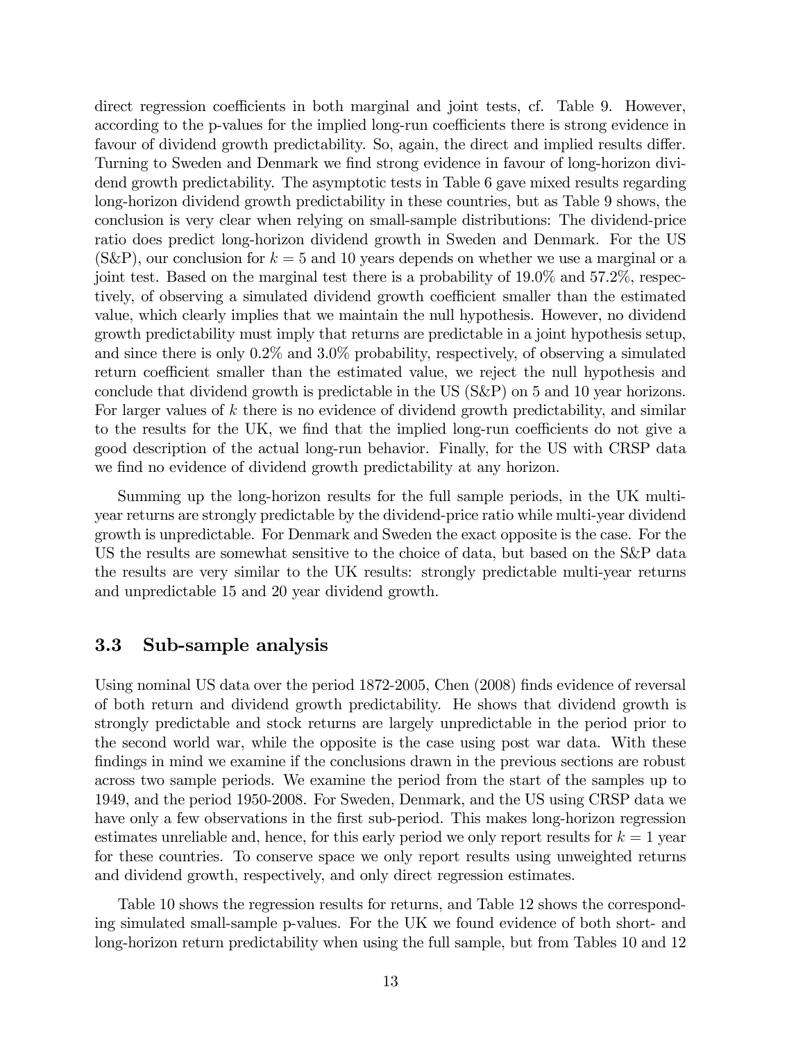direct regression coefficients in both marginal and joint tests, cf. Table 9. However, according to the p-values for the implied long-run coefficients there is strong evidence in favour of dividend growth predictability. So, again, the direct and implied results differ. Turning to Sweden and Denmark we find strong evidence in favour of long-horizon dividend growth predictability. The asymptotic tests in Table 6 gave mixed results regarding long-horizon dividend growth predictability in these countries, but as Table 9 shows, the conclusion is very clear when relying on small-sample distributions: The dividend-price ratio does predict long-horizon dividend growth in Sweden and Denmark. For the US (S&P), our conclusion for $k = 5$ and 10 years depends on whether we use a marginal or a joint test. Based on the marginal test there is a probability of 19.0% and 57.2%, respectively, of observing a simulated dividend growth coefficient smaller than the estimated value, which clearly implies that we maintain the null hypothesis. However, no dividend growth predictability must imply that returns are predictable in a joint hypothesis setup, and since there is only 0.2% and 3.0% probability, respectively, of observing a simulated return coefficient smaller than the estimated value, we reject the null hypothesis and conclude that dividend growth is predictable in the US (S&P) on 5 and 10 year horizons. For larger values of $k$ there is no evidence of dividend growth predictability, and similar to the results for the UK, we find that the implied long-run coefficients do not give a good description of the actual long-run behavior. Finally, for the US with CRSP data we find no evidence of dividend growth predictability at any horizon.

Summing up the long-horizon results for the full sample periods, in the UK multi-year returns are strongly predictable by the dividend-price ratio while multi-year dividend growth is unpredictable. For Denmark and Sweden the exact opposite is the case. For the US the results are somewhat sensitive to the choice of data, but based on the S&P data the results are very similar to the UK results: strongly predictable multi-year returns and unpredictable 15 and 20 year dividend growth.

### 3.3 Sub-sample analysis

Using nominal US data over the period 1872-2005, Chen (2008) finds evidence of reversal of both return and dividend growth predictability. He shows that dividend growth is strongly predictable and stock returns are largely unpredictable in the period prior to the second world war, while the opposite is the case using post war data. With these findings in mind we examine if the conclusions drawn in the previous sections are robust across two sample periods. We examine the period from the start of the samples up to 1949, and the period 1950-2008. For Sweden, Denmark, and the US using CRSP data we have only a few observations in the first sub-period. This makes long-horizon regression estimates unreliable and, hence, for this early period we only report results for $k = 1$ year for these countries. To conserve space we only report results using unweighted returns and dividend growth, respectively, and only direct regression estimates.

Table 10 shows the regression results for returns, and Table 12 shows the corresponding simulated small-sample p-values. For the UK we found evidence of both short- and long-horizon return predictability when using the full sample, but from Tables 10 and 12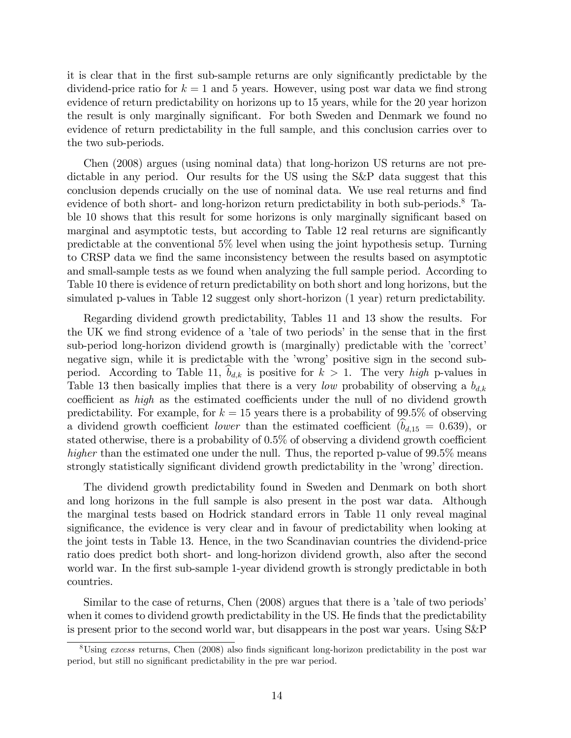it is clear that in the first sub-sample returns are only significantly predictable by the dividend-price ratio for $k = 1$ and 5 years. However, using post war data we find strong evidence of return predictability on horizons up to 15 years, while for the 20 year horizon the result is only marginally significant. For both Sweden and Denmark we found no evidence of return predictability in the full sample, and this conclusion carries over to the two sub-periods.

Chen (2008) argues (using nominal data) that long-horizon US returns are not predictable in any period. Our results for the US using the S&P data suggest that this conclusion depends crucially on the use of nominal data. We use real returns and find evidence of both short- and long-horizon return predictability in both sub-periods.[8] Table 10 shows that this result for some horizons is only marginally significant based on marginal and asymptotic tests, but according to Table 12 real returns are significantly predictable at the conventional 5% level when using the joint hypothesis setup. Turning to CRSP data we find the same inconsistency between the results based on asymptotic and small-sample tests as we found when analyzing the full sample period. According to Table 10 there is evidence of return predictability on both short and long horizons, but the simulated p-values in Table 12 suggest only short-horizon (1 year) return predictability.

Regarding dividend growth predictability, Tables 11 and 13 show the results. For the UK we find strong evidence of a 'tale of two periods' in the sense that in the first sub-period long-horizon dividend growth is (marginally) predictable with the 'correct' negative sign, while it is predictable with the 'wrong' positive sign in the second sub-period. According to Table 11, $\widehat{b}_{d,k}$ is positive for $k > 1$. The very *high* p-values in Table 13 then basically implies that there is a very *low* probability of observing a $b_{d,k}$ coefficient as *high* as the estimated coefficients under the null of no dividend growth predictability. For example, for $k = 15$ years there is a probability of 99.5% of observing a dividend growth coefficient *lower* than the estimated coefficient ($\widehat{b}_{d,15} = 0.639$), or stated otherwise, there is a probability of 0.5% of observing a dividend growth coefficient *higher* than the estimated one under the null. Thus, the reported p-value of 99.5% means strongly statistically significant dividend growth predictability in the 'wrong' direction.

The dividend growth predictability found in Sweden and Denmark on both short and long horizons in the full sample is also present in the post war data. Although the marginal tests based on Hodrick standard errors in Table 11 only reveal maginal significance, the evidence is very clear and in favour of predictability when looking at the joint tests in Table 13. Hence, in the two Scandinavian countries the dividend-price ratio does predict both short- and long-horizon dividend growth, also after the second world war. In the first sub-sample 1-year dividend growth is strongly predictable in both countries.

Similar to the case of returns, Chen (2008) argues that there is a 'tale of two periods' when it comes to dividend growth predictability in the US. He finds that the predictability is present prior to the second world war, but disappears in the post war years. Using S&P

[8]Using *excess* returns, Chen (2008) also finds significant long-horizon predictability in the post war period, but still no significant predictability in the pre war period.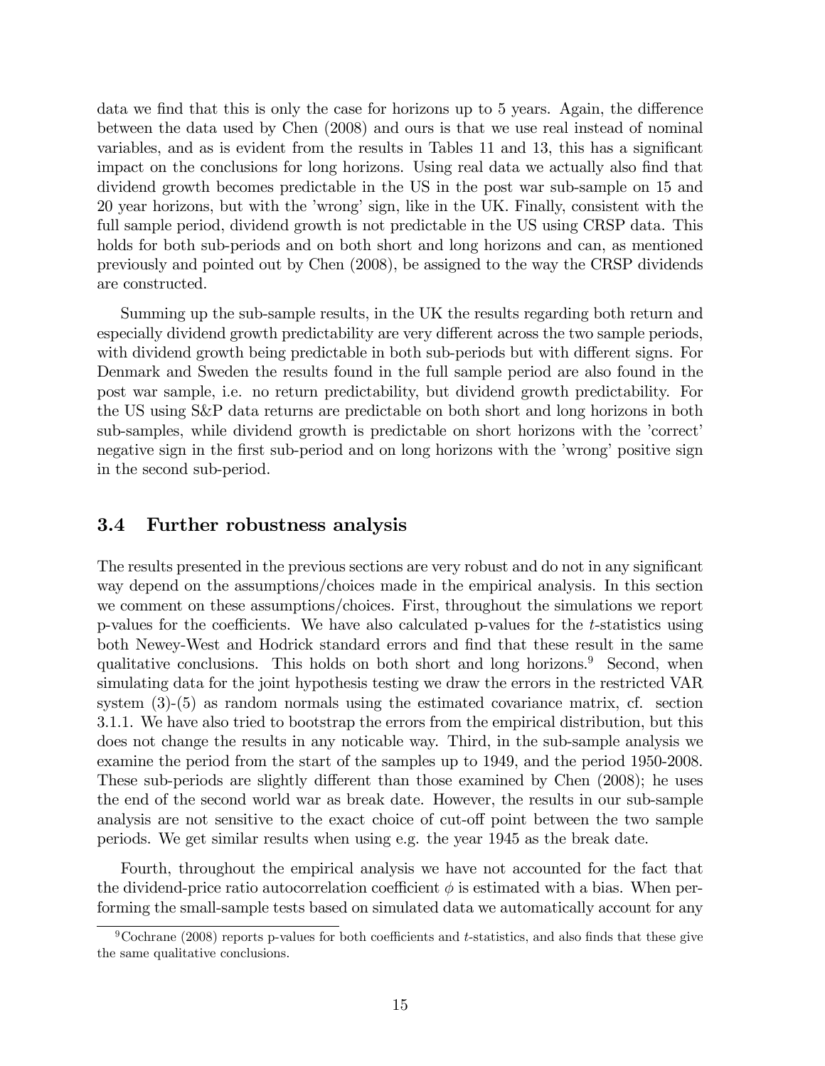data we find that this is only the case for horizons up to 5 years. Again, the difference between the data used by Chen (2008) and ours is that we use real instead of nominal variables, and as is evident from the results in Tables 11 and 13, this has a significant impact on the conclusions for long horizons. Using real data we actually also find that dividend growth becomes predictable in the US in the post war sub-sample on 15 and 20 year horizons, but with the 'wrong' sign, like in the UK. Finally, consistent with the full sample period, dividend growth is not predictable in the US using CRSP data. This holds for both sub-periods and on both short and long horizons and can, as mentioned previously and pointed out by Chen (2008), be assigned to the way the CRSP dividends are constructed.

Summing up the sub-sample results, in the UK the results regarding both return and especially dividend growth predictability are very different across the two sample periods, with dividend growth being predictable in both sub-periods but with different signs. For Denmark and Sweden the results found in the full sample period are also found in the post war sample, i.e. no return predictability, but dividend growth predictability. For the US using S&P data returns are predictable on both short and long horizons in both sub-samples, while dividend growth is predictable on short horizons with the 'correct' negative sign in the first sub-period and on long horizons with the 'wrong' positive sign in the second sub-period.

### 3.4 Further robustness analysis

The results presented in the previous sections are very robust and do not in any significant way depend on the assumptions/choices made in the empirical analysis. In this section we comment on these assumptions/choices. First, throughout the simulations we report p-values for the coefficients. We have also calculated p-values for the $t$-statistics using both Newey-West and Hodrick standard errors and find that these result in the same qualitative conclusions. This holds on both short and long horizons.[9] Second, when simulating data for the joint hypothesis testing we draw the errors in the restricted VAR system (3)-(5) as random normals using the estimated covariance matrix, cf. section 3.1.1. We have also tried to bootstrap the errors from the empirical distribution, but this does not change the results in any noticable way. Third, in the sub-sample analysis we examine the period from the start of the samples up to 1949, and the period 1950-2008. These sub-periods are slightly different than those examined by Chen (2008); he uses the end of the second world war as break date. However, the results in our sub-sample analysis are not sensitive to the exact choice of cut-off point between the two sample periods. We get similar results when using e.g. the year 1945 as the break date.

Fourth, throughout the empirical analysis we have not accounted for the fact that the dividend-price ratio autocorrelation coefficient $\phi$ is estimated with a bias. When performing the small-sample tests based on simulated data we automatically account for any

[9] Cochrane (2008) reports p-values for both coefficients and $t$-statistics, and also finds that these give the same qualitative conclusions.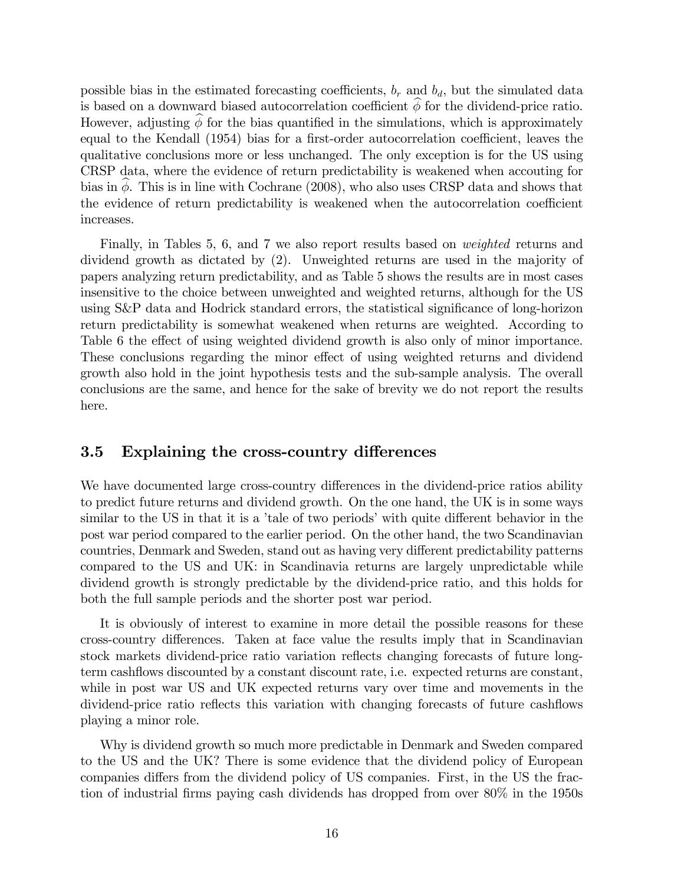possible bias in the estimated forecasting coefficients, $b_r$ and $b_d$, but the simulated data is based on a downward biased autocorrelation coefficient $\widehat{\phi}$ for the dividend-price ratio. However, adjusting $\widehat{\phi}$ for the bias quantified in the simulations, which is approximately equal to the Kendall (1954) bias for a first-order autocorrelation coefficient, leaves the qualitative conclusions more or less unchanged. The only exception is for the US using CRSP data, where the evidence of return predictability is weakened when accouting for bias in $\widehat{\phi}$. This is in line with Cochrane (2008), who also uses CRSP data and shows that the evidence of return predictability is weakened when the autocorrelation coefficient increases.

Finally, in Tables 5, 6, and 7 we also report results based on *weighted* returns and dividend growth as dictated by (2). Unweighted returns are used in the majority of papers analyzing return predictability, and as Table 5 shows the results are in most cases insensitive to the choice between unweighted and weighted returns, although for the US using S&P data and Hodrick standard errors, the statistical significance of long-horizon return predictability is somewhat weakened when returns are weighted. According to Table 6 the effect of using weighted dividend growth is also only of minor importance. These conclusions regarding the minor effect of using weighted returns and dividend growth also hold in the joint hypothesis tests and the sub-sample analysis. The overall conclusions are the same, and hence for the sake of brevity we do not report the results here.

### 3.5 Explaining the cross-country differences

We have documented large cross-country differences in the dividend-price ratios ability to predict future returns and dividend growth. On the one hand, the UK is in some ways similar to the US in that it is a 'tale of two periods' with quite different behavior in the post war period compared to the earlier period. On the other hand, the two Scandinavian countries, Denmark and Sweden, stand out as having very different predictability patterns compared to the US and UK: in Scandinavia returns are largely unpredictable while dividend growth is strongly predictable by the dividend-price ratio, and this holds for both the full sample periods and the shorter post war period.

It is obviously of interest to examine in more detail the possible reasons for these cross-country differences. Taken at face value the results imply that in Scandinavian stock markets dividend-price ratio variation reflects changing forecasts of future long-term cashflows discounted by a constant discount rate, i.e. expected returns are constant, while in post war US and UK expected returns vary over time and movements in the dividend-price ratio reflects this variation with changing forecasts of future cashflows playing a minor role.

Why is dividend growth so much more predictable in Denmark and Sweden compared to the US and the UK? There is some evidence that the dividend policy of European companies differs from the dividend policy of US companies. First, in the US the fraction of industrial firms paying cash dividends has dropped from over 80% in the 1950s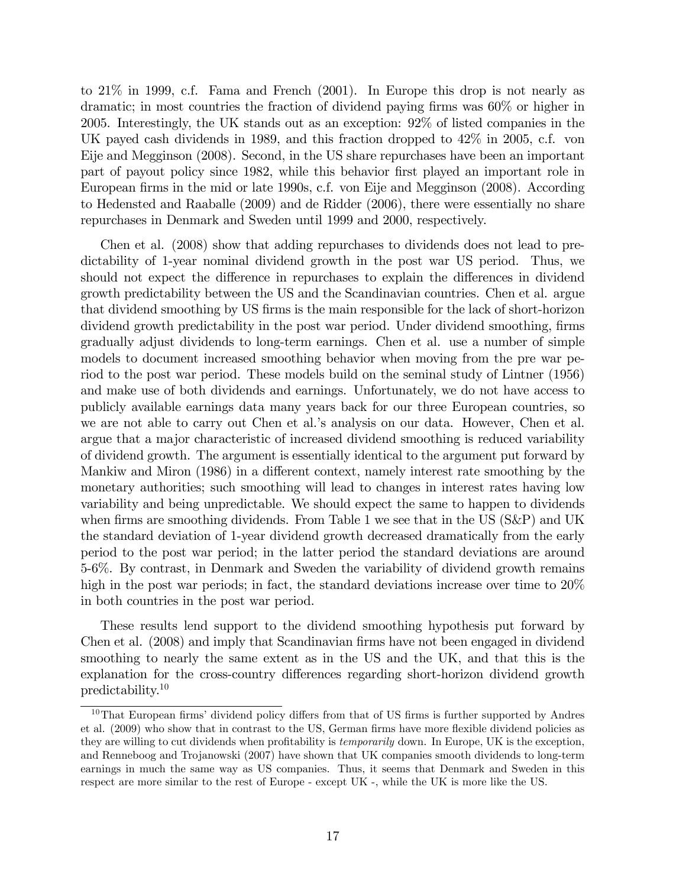to 21% in 1999, c.f. Fama and French (2001). In Europe this drop is not nearly as dramatic; in most countries the fraction of dividend paying firms was 60% or higher in 2005. Interestingly, the UK stands out as an exception: 92% of listed companies in the UK payed cash dividends in 1989, and this fraction dropped to 42% in 2005, c.f. von Eije and Megginson (2008). Second, in the US share repurchases have been an important part of payout policy since 1982, while this behavior first played an important role in European firms in the mid or late 1990s, c.f. von Eije and Megginson (2008). According to Hedensted and Raaballe (2009) and de Ridder (2006), there were essentially no share repurchases in Denmark and Sweden until 1999 and 2000, respectively.

Chen et al. (2008) show that adding repurchases to dividends does not lead to predictability of 1-year nominal dividend growth in the post war US period. Thus, we should not expect the difference in repurchases to explain the differences in dividend growth predictability between the US and the Scandinavian countries. Chen et al. argue that dividend smoothing by US firms is the main responsible for the lack of short-horizon dividend growth predictability in the post war period. Under dividend smoothing, firms gradually adjust dividends to long-term earnings. Chen et al. use a number of simple models to document increased smoothing behavior when moving from the pre war period to the post war period. These models build on the seminal study of Lintner (1956) and make use of both dividends and earnings. Unfortunately, we do not have access to publicly available earnings data many years back for our three European countries, so we are not able to carry out Chen et al.'s analysis on our data. However, Chen et al. argue that a major characteristic of increased dividend smoothing is reduced variability of dividend growth. The argument is essentially identical to the argument put forward by Mankiw and Miron (1986) in a different context, namely interest rate smoothing by the monetary authorities; such smoothing will lead to changes in interest rates having low variability and being unpredictable. We should expect the same to happen to dividends when firms are smoothing dividends. From Table 1 we see that in the US (S&P) and UK the standard deviation of 1-year dividend growth decreased dramatically from the early period to the post war period; in the latter period the standard deviations are around 5-6%. By contrast, in Denmark and Sweden the variability of dividend growth remains high in the post war periods; in fact, the standard deviations increase over time to 20% in both countries in the post war period.

These results lend support to the dividend smoothing hypothesis put forward by Chen et al. (2008) and imply that Scandinavian firms have not been engaged in dividend smoothing to nearly the same extent as in the US and the UK, and that this is the explanation for the cross-country differences regarding short-horizon dividend growth predictability.[10]

[10] That European firms' dividend policy differs from that of US firms is further supported by Andres et al. (2009) who show that in contrast to the US, German firms have more flexible dividend policies as they are willing to cut dividends when profitability is *temporarily* down. In Europe, UK is the exception, and Renneboog and Trojanowski (2007) have shown that UK companies smooth dividends to long-term earnings in much the same way as US companies. Thus, it seems that Denmark and Sweden in this respect are more similar to the rest of Europe - except UK -, while the UK is more like the US.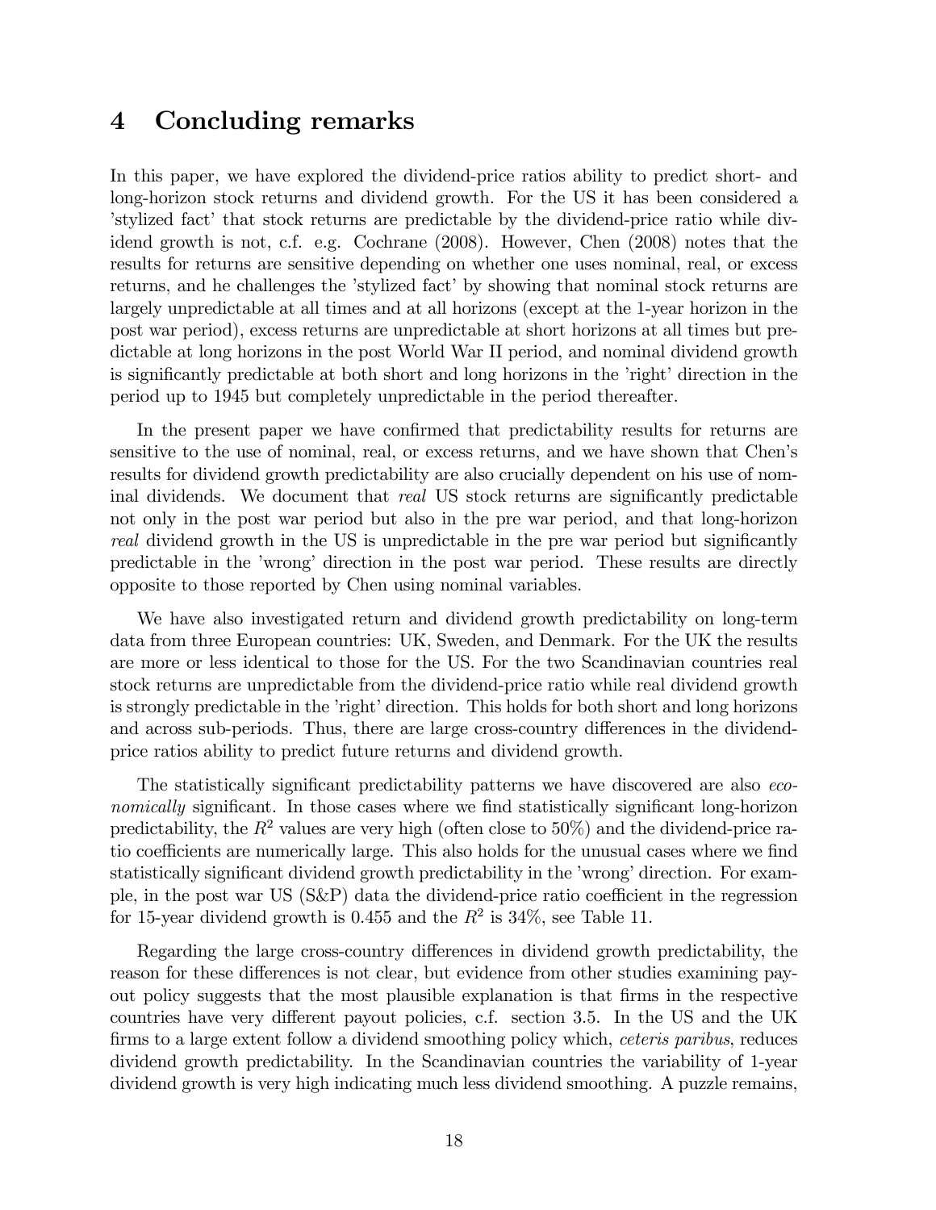# 4 Concluding remarks

In this paper, we have explored the dividend-price ratios ability to predict short- and long-horizon stock returns and dividend growth. For the US it has been considered a 'stylized fact' that stock returns are predictable by the dividend-price ratio while dividend growth is not, c.f. e.g. Cochrane (2008). However, Chen (2008) notes that the results for returns are sensitive depending on whether one uses nominal, real, or excess returns, and he challenges the 'stylized fact' by showing that nominal stock returns are largely unpredictable at all times and at all horizons (except at the 1-year horizon in the post war period), excess returns are unpredictable at short horizons at all times but predictable at long horizons in the post World War II period, and nominal dividend growth is significantly predictable at both short and long horizons in the 'right' direction in the period up to 1945 but completely unpredictable in the period thereafter.

In the present paper we have confirmed that predictability results for returns are sensitive to the use of nominal, real, or excess returns, and we have shown that Chen's results for dividend growth predictability are also crucially dependent on his use of nominal dividends. We document that *real* US stock returns are significantly predictable not only in the post war period but also in the pre war period, and that long-horizon *real* dividend growth in the US is unpredictable in the pre war period but significantly predictable in the 'wrong' direction in the post war period. These results are directly opposite to those reported by Chen using nominal variables.

We have also investigated return and dividend growth predictability on long-term data from three European countries: UK, Sweden, and Denmark. For the UK the results are more or less identical to those for the US. For the two Scandinavian countries real stock returns are unpredictable from the dividend-price ratio while real dividend growth is strongly predictable in the 'right' direction. This holds for both short and long horizons and across sub-periods. Thus, there are large cross-country differences in the dividend-price ratios ability to predict future returns and dividend growth.

The statistically significant predictability patterns we have discovered are also *economically* significant. In those cases where we find statistically significant long-horizon predictability, the $R^2$ values are very high (often close to 50%) and the dividend-price ratio coefficients are numerically large. This also holds for the unusual cases where we find statistically significant dividend growth predictability in the 'wrong' direction. For example, in the post war US (S&P) data the dividend-price ratio coefficient in the regression for 15-year dividend growth is 0.455 and the $R^2$ is 34%, see Table 11.

Regarding the large cross-country differences in dividend growth predictability, the reason for these differences is not clear, but evidence from other studies examining payout policy suggests that the most plausible explanation is that firms in the respective countries have very different payout policies, c.f. section 3.5. In the US and the UK firms to a large extent follow a dividend smoothing policy which, *ceteris paribus*, reduces dividend growth predictability. In the Scandinavian countries the variability of 1-year dividend growth is very high indicating much less dividend smoothing. A puzzle remains,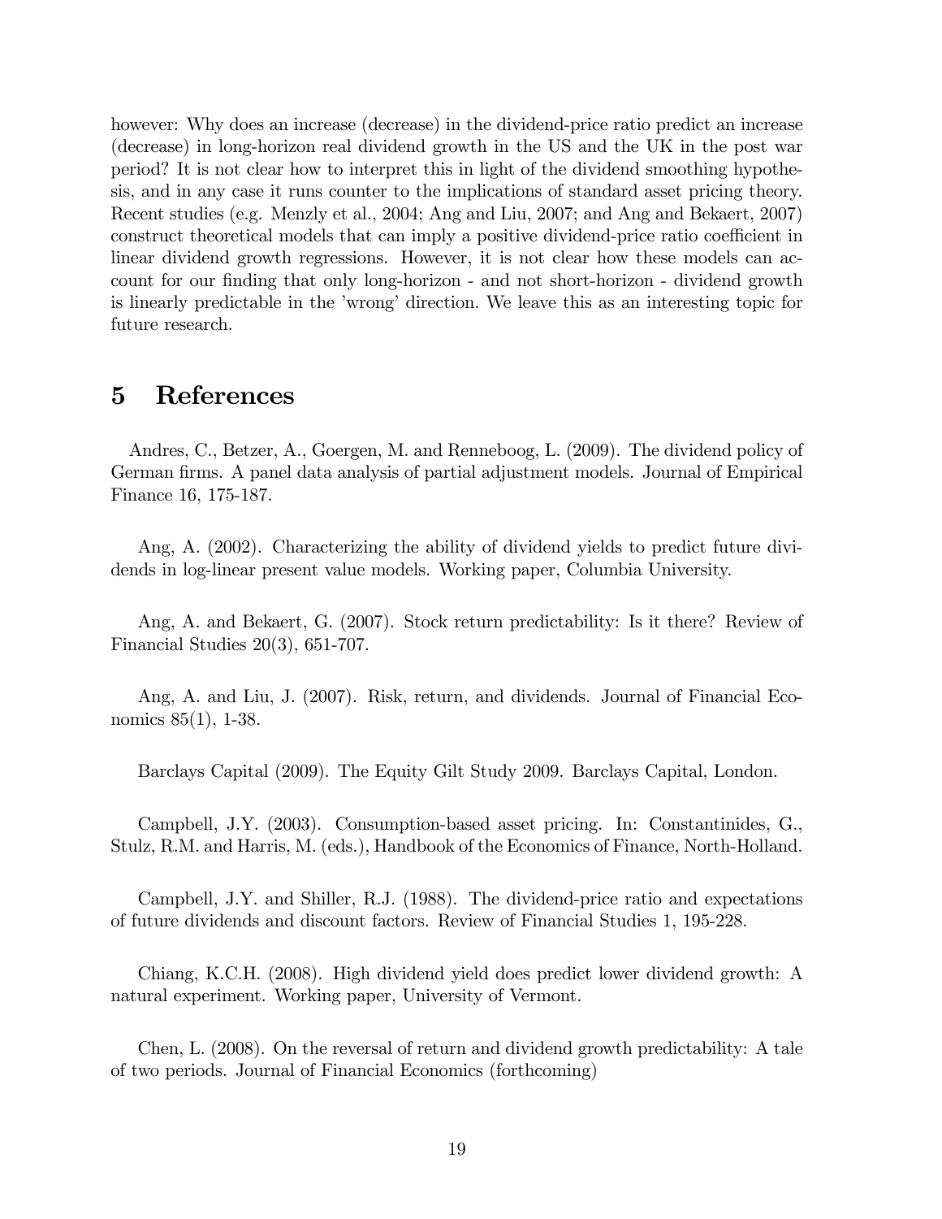however: Why does an increase (decrease) in the dividend-price ratio predict an increase (decrease) in long-horizon real dividend growth in the US and the UK in the post war period? It is not clear how to interpret this in light of the dividend smoothing hypothesis, and in any case it runs counter to the implications of standard asset pricing theory. Recent studies (e.g. Menzly et al., 2004; Ang and Liu, 2007; and Ang and Bekaert, 2007) construct theoretical models that can imply a positive dividend-price ratio coefficient in linear dividend growth regressions. However, it is not clear how these models can account for our finding that only long-horizon - and not short-horizon - dividend growth is linearly predictable in the 'wrong' direction. We leave this as an interesting topic for future research.

# 5 References

Andres, C., Betzer, A., Goergen, M. and Renneboog, L. (2009). The dividend policy of German firms. A panel data analysis of partial adjustment models. Journal of Empirical Finance 16, 175-187.

Ang, A. (2002). Characterizing the ability of dividend yields to predict future dividends in log-linear present value models. Working paper, Columbia University.

Ang, A. and Bekaert, G. (2007). Stock return predictability: Is it there? Review of Financial Studies 20(3), 651-707.

Ang, A. and Liu, J. (2007). Risk, return, and dividends. Journal of Financial Economics 85(1), 1-38.

Barclays Capital (2009). The Equity Gilt Study 2009. Barclays Capital, London.

Campbell, J.Y. (2003). Consumption-based asset pricing. In: Constantinides, G., Stulz, R.M. and Harris, M. (eds.), Handbook of the Economics of Finance, North-Holland.

Campbell, J.Y. and Shiller, R.J. (1988). The dividend-price ratio and expectations of future dividends and discount factors. Review of Financial Studies 1, 195-228.

Chiang, K.C.H. (2008). High dividend yield does predict lower dividend growth: A natural experiment. Working paper, University of Vermont.

Chen, L. (2008). On the reversal of return and dividend growth predictability: A tale of two periods. Journal of Financial Economics (forthcoming)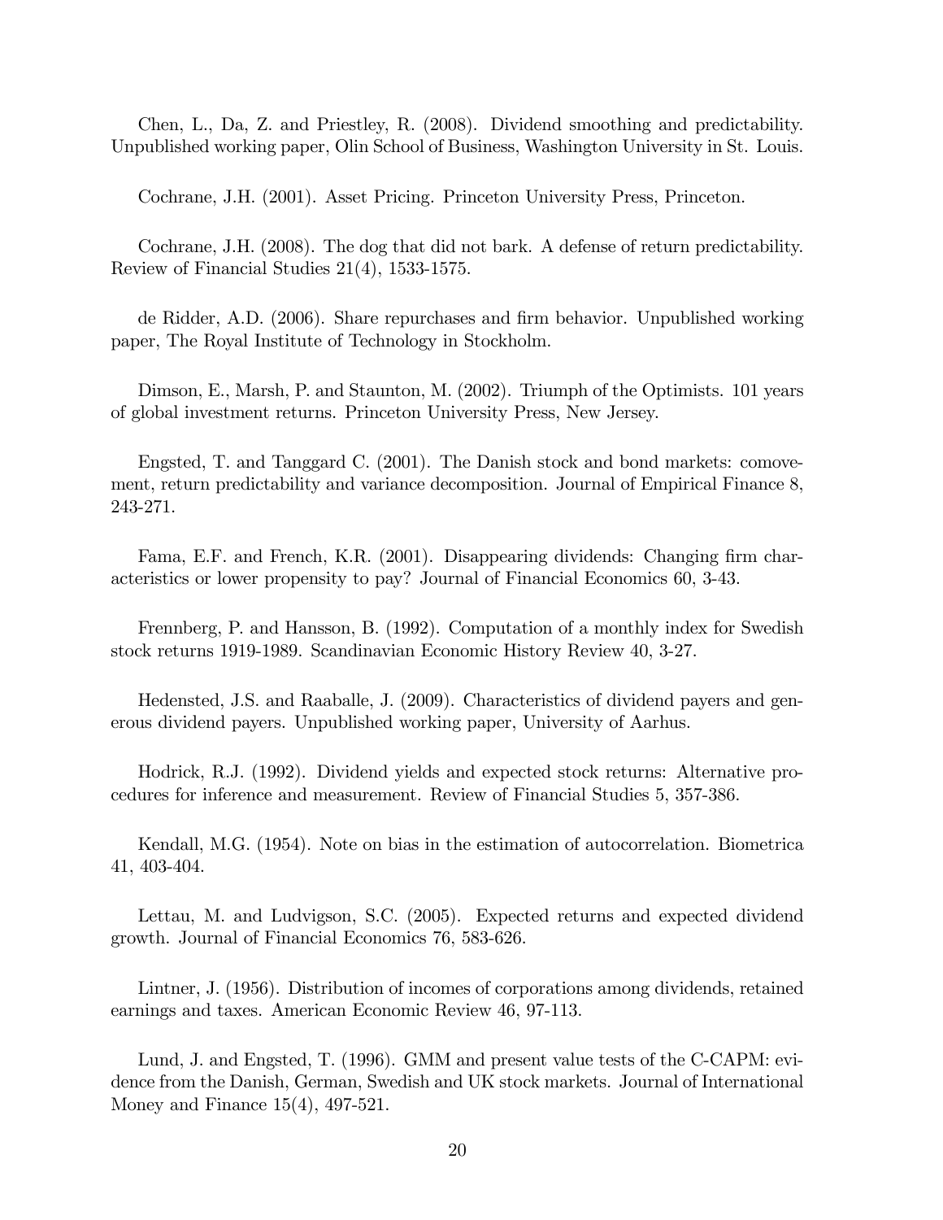Chen, L., Da, Z. and Priestley, R. (2008). Dividend smoothing and predictability. Unpublished working paper, Olin School of Business, Washington University in St. Louis.

Cochrane, J.H. (2001). Asset Pricing. Princeton University Press, Princeton.

Cochrane, J.H. (2008). The dog that did not bark. A defense of return predictability. Review of Financial Studies 21(4), 1533-1575.

de Ridder, A.D. (2006). Share repurchases and firm behavior. Unpublished working paper, The Royal Institute of Technology in Stockholm.

Dimson, E., Marsh, P. and Staunton, M. (2002). Triumph of the Optimists. 101 years of global investment returns. Princeton University Press, New Jersey.

Engsted, T. and Tanggard C. (2001). The Danish stock and bond markets: comovement, return predictability and variance decomposition. Journal of Empirical Finance 8, 243-271.

Fama, E.F. and French, K.R. (2001). Disappearing dividends: Changing firm characteristics or lower propensity to pay? Journal of Financial Economics 60, 3-43.

Frennberg, P. and Hansson, B. (1992). Computation of a monthly index for Swedish stock returns 1919-1989. Scandinavian Economic History Review 40, 3-27.

Hedensted, J.S. and Raaballe, J. (2009). Characteristics of dividend payers and generous dividend payers. Unpublished working paper, University of Aarhus.

Hodrick, R.J. (1992). Dividend yields and expected stock returns: Alternative procedures for inference and measurement. Review of Financial Studies 5, 357-386.

Kendall, M.G. (1954). Note on bias in the estimation of autocorrelation. Biometrica 41, 403-404.

Lettau, M. and Ludvigson, S.C. (2005). Expected returns and expected dividend growth. Journal of Financial Economics 76, 583-626.

Lintner, J. (1956). Distribution of incomes of corporations among dividends, retained earnings and taxes. American Economic Review 46, 97-113.

Lund, J. and Engsted, T. (1996). GMM and present value tests of the C-CAPM: evidence from the Danish, German, Swedish and UK stock markets. Journal of International Money and Finance 15(4), 497-521.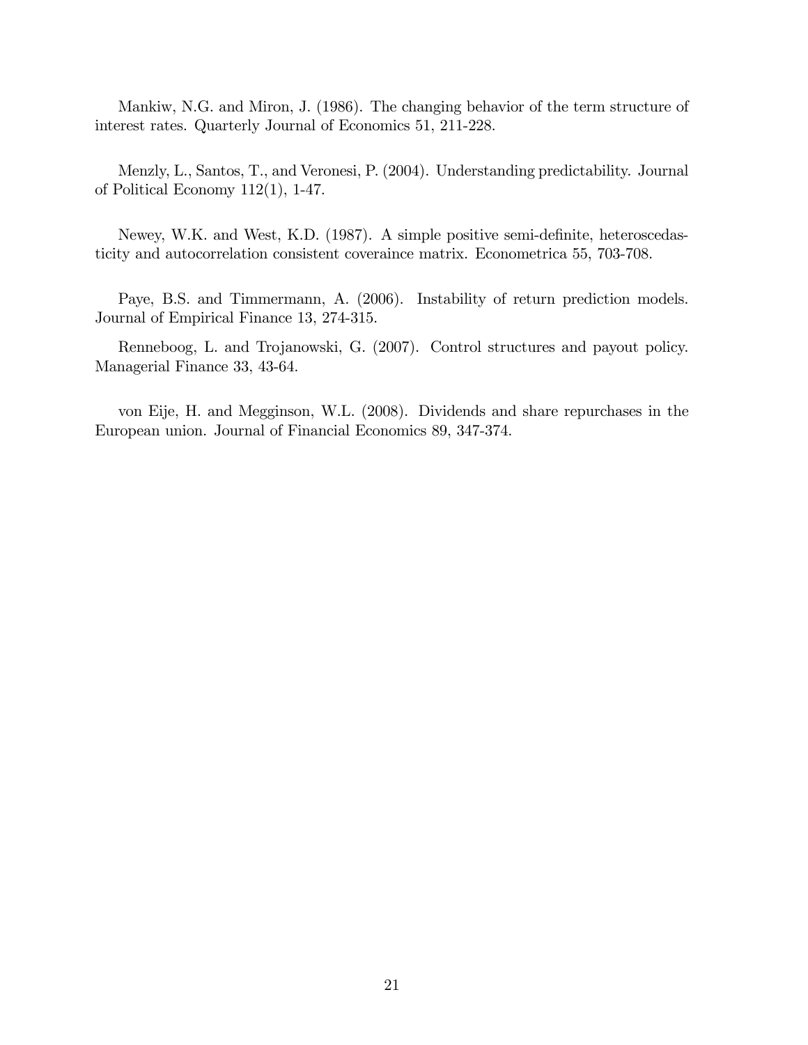Mankiw, N.G. and Miron, J. (1986). The changing behavior of the term structure of interest rates. Quarterly Journal of Economics 51, 211-228.

Menzly, L., Santos, T., and Veronesi, P. (2004). Understanding predictability. Journal of Political Economy 112(1), 1-47.

Newey, W.K. and West, K.D. (1987). A simple positive semi-definite, heteroscedasticity and autocorrelation consistent coveraince matrix. Econometrica 55, 703-708.

Paye, B.S. and Timmermann, A. (2006). Instability of return prediction models. Journal of Empirical Finance 13, 274-315.

Renneboog, L. and Trojanowski, G. (2007). Control structures and payout policy. Managerial Finance 33, 43-64.

von Eije, H. and Megginson, W.L. (2008). Dividends and share repurchases in the European union. Journal of Financial Economics 89, 347-374.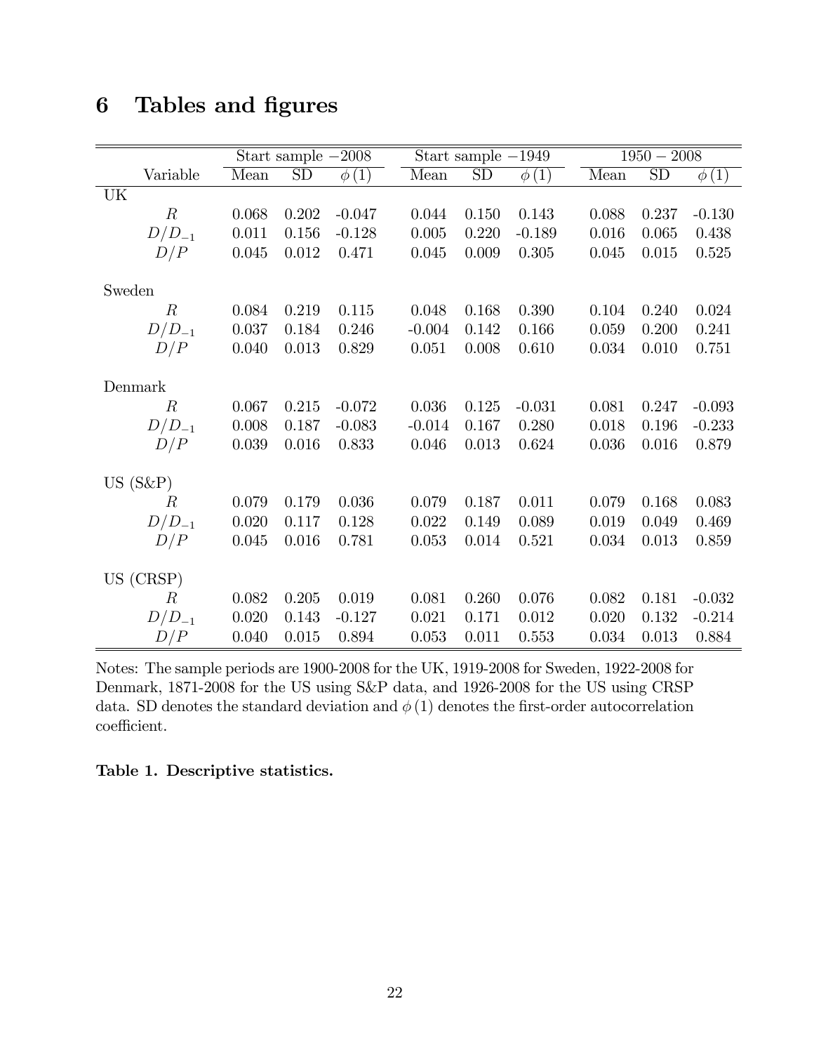# 6 Tables and figures

| | Start sample −2008 | | | Start sample −1949 | | | 1950 − 2008 | | |
|---|---|---|---|---|---|---|---|---|---|
| Variable | Mean | SD | $\phi(1)$ | Mean | SD | $\phi(1)$ | Mean | SD | $\phi(1)$ |
| UK | | | | | | | | | |
| $R$ | 0.068 | 0.202 | -0.047 | 0.044 | 0.150 | 0.143 | 0.088 | 0.237 | -0.130 |
| $D/D_{-1}$ | 0.011 | 0.156 | -0.128 | 0.005 | 0.220 | -0.189 | 0.016 | 0.065 | 0.438 |
| $D/P$ | 0.045 | 0.012 | 0.471 | 0.045 | 0.009 | 0.305 | 0.045 | 0.015 | 0.525 |
| Sweden | | | | | | | | | |
| $R$ | 0.084 | 0.219 | 0.115 | 0.048 | 0.168 | 0.390 | 0.104 | 0.240 | 0.024 |
| $D/D_{-1}$ | 0.037 | 0.184 | 0.246 | -0.004 | 0.142 | 0.166 | 0.059 | 0.200 | 0.241 |
| $D/P$ | 0.040 | 0.013 | 0.829 | 0.051 | 0.008 | 0.610 | 0.034 | 0.010 | 0.751 |
| Denmark | | | | | | | | | |
| $R$ | 0.067 | 0.215 | -0.072 | 0.036 | 0.125 | -0.031 | 0.081 | 0.247 | -0.093 |
| $D/D_{-1}$ | 0.008 | 0.187 | -0.083 | -0.014 | 0.167 | 0.280 | 0.018 | 0.196 | -0.233 |
| $D/P$ | 0.039 | 0.016 | 0.833 | 0.046 | 0.013 | 0.624 | 0.036 | 0.016 | 0.879 |
| US (S&P) | | | | | | | | | |
| $R$ | 0.079 | 0.179 | 0.036 | 0.079 | 0.187 | 0.011 | 0.079 | 0.168 | 0.083 |
| $D/D_{-1}$ | 0.020 | 0.117 | 0.128 | 0.022 | 0.149 | 0.089 | 0.019 | 0.049 | 0.469 |
| $D/P$ | 0.045 | 0.016 | 0.781 | 0.053 | 0.014 | 0.521 | 0.034 | 0.013 | 0.859 |
| US (CRSP) | | | | | | | | | |
| $R$ | 0.082 | 0.205 | 0.019 | 0.081 | 0.260 | 0.076 | 0.082 | 0.181 | -0.032 |
| $D/D_{-1}$ | 0.020 | 0.143 | -0.127 | 0.021 | 0.171 | 0.012 | 0.020 | 0.132 | -0.214 |
| $D/P$ | 0.040 | 0.015 | 0.894 | 0.053 | 0.011 | 0.553 | 0.034 | 0.013 | 0.884 |

Notes: The sample periods are 1900-2008 for the UK, 1919-2008 for Sweden, 1922-2008 for Denmark, 1871-2008 for the US using S&P data, and 1926-2008 for the US using CRSP data. SD denotes the standard deviation and $\phi(1)$ denotes the first-order autocorrelation coefficient.

**Table 1. Descriptive statistics.**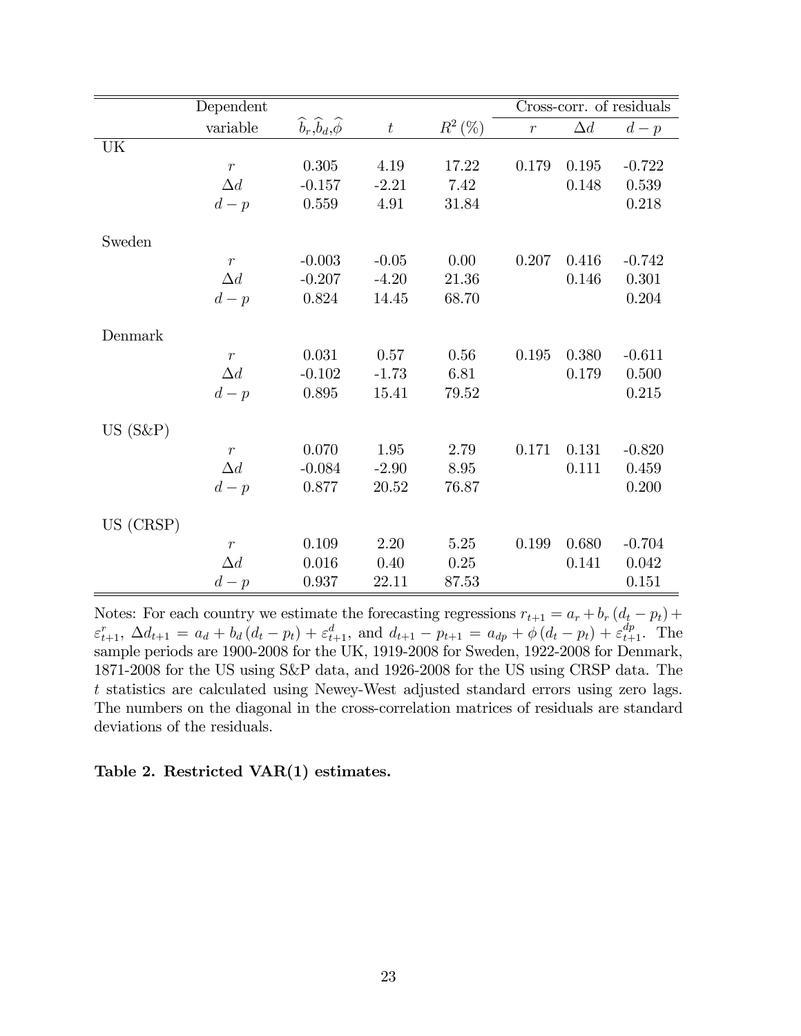| | Dependent variable | $\widehat{b}_r, \widehat{b}_d, \widehat{\phi}$ | $t$ | $R^2\,(\%)$ | Cross-corr. of residuals $r$ | $\Delta d$ | $d-p$ |
|---|---|---|---|---|---|---|---|
| UK | | | | | | | |
| | $r$ | 0.305 | 4.19 | 17.22 | 0.179 | 0.195 | -0.722 |
| | $\Delta d$ | -0.157 | -2.21 | 7.42 | | 0.148 | 0.539 |
| | $d-p$ | 0.559 | 4.91 | 31.84 | | | 0.218 |
| Sweden | | | | | | | |
| | $r$ | -0.003 | -0.05 | 0.00 | 0.207 | 0.416 | -0.742 |
| | $\Delta d$ | -0.207 | -4.20 | 21.36 | | 0.146 | 0.301 |
| | $d-p$ | 0.824 | 14.45 | 68.70 | | | 0.204 |
| Denmark | | | | | | | |
| | $r$ | 0.031 | 0.57 | 0.56 | 0.195 | 0.380 | -0.611 |
| | $\Delta d$ | -0.102 | -1.73 | 6.81 | | 0.179 | 0.500 |
| | $d-p$ | 0.895 | 15.41 | 79.52 | | | 0.215 |
| US (S&P) | | | | | | | |
| | $r$ | 0.070 | 1.95 | 2.79 | 0.171 | 0.131 | -0.820 |
| | $\Delta d$ | -0.084 | -2.90 | 8.95 | | 0.111 | 0.459 |
| | $d-p$ | 0.877 | 20.52 | 76.87 | | | 0.200 |
| US (CRSP) | | | | | | | |
| | $r$ | 0.109 | 2.20 | 5.25 | 0.199 | 0.680 | -0.704 |
| | $\Delta d$ | 0.016 | 0.40 | 0.25 | | 0.141 | 0.042 |
| | $d-p$ | 0.937 | 22.11 | 87.53 | | | 0.151 |

Notes: For each country we estimate the forecasting regressions $r_{t+1} = a_r + b_r (d_t - p_t) + \varepsilon^r_{t+1}$, $\Delta d_{t+1} = a_d + b_d (d_t - p_t) + \varepsilon^d_{t+1}$, and $d_{t+1} - p_{t+1} = a_{dp} + \phi (d_t - p_t) + \varepsilon^{dp}_{t+1}$. The sample periods are 1900-2008 for the UK, 1919-2008 for Sweden, 1922-2008 for Denmark, 1871-2008 for the US using S&P data, and 1926-2008 for the US using CRSP data. The $t$ statistics are calculated using Newey-West adjusted standard errors using zero lags. The numbers on the diagonal in the cross-correlation matrices of residuals are standard deviations of the residuals.

**Table 2. Restricted VAR(1) estimates.**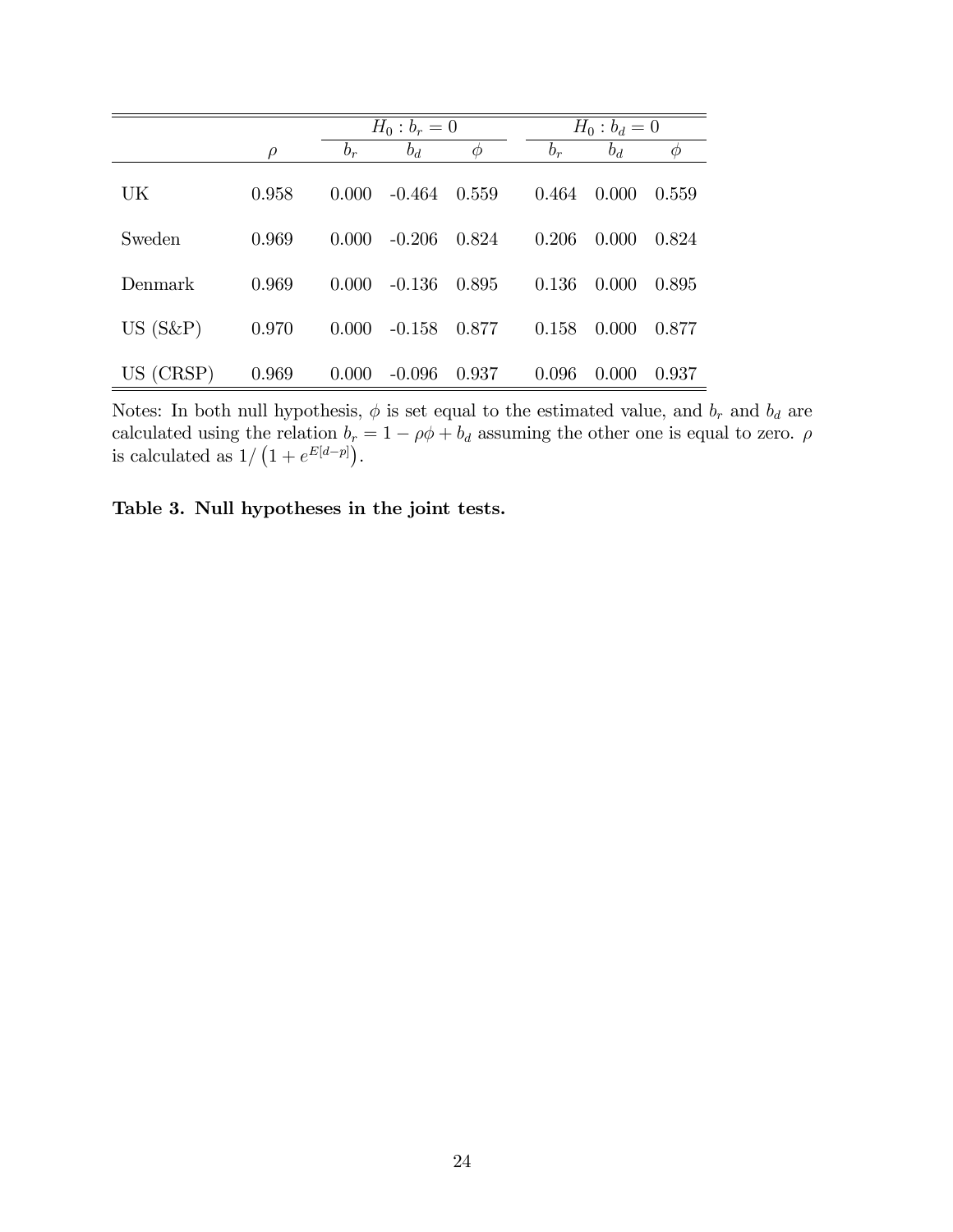| | $\rho$ | $H_0 : b_r = 0$ | | | $H_0 : b_d = 0$ | | |
|---|---|---|---|---|---|---|---|
| | | $b_r$ | $b_d$ | $\phi$ | $b_r$ | $b_d$ | $\phi$ |
| UK | 0.958 | 0.000 | -0.464 | 0.559 | 0.464 | 0.000 | 0.559 |
| Sweden | 0.969 | 0.000 | -0.206 | 0.824 | 0.206 | 0.000 | 0.824 |
| Denmark | 0.969 | 0.000 | -0.136 | 0.895 | 0.136 | 0.000 | 0.895 |
| US (S&P) | 0.970 | 0.000 | -0.158 | 0.877 | 0.158 | 0.000 | 0.877 |
| US (CRSP) | 0.969 | 0.000 | -0.096 | 0.937 | 0.096 | 0.000 | 0.937 |

Notes: In both null hypothesis, $\phi$ is set equal to the estimated value, and $b_r$ and $b_d$ are calculated using the relation $b_r = 1 - \rho\phi + b_d$ assuming the other one is equal to zero. $\rho$ is calculated as $1/\left(1 + e^{E[d-p]}\right)$.

**Table 3. Null hypotheses in the joint tests.**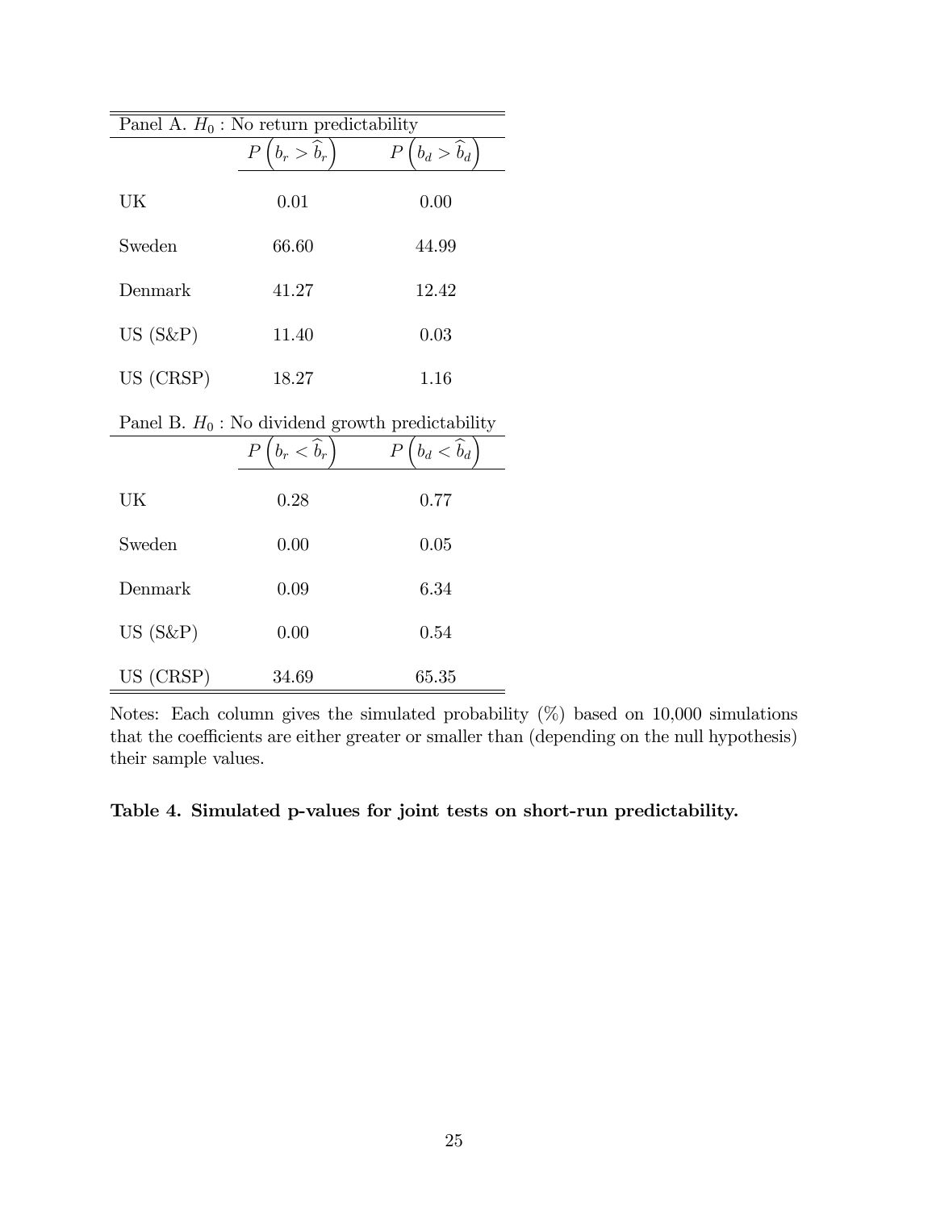| Panel A. $H_0$ : No return predictability | | |
|---|---|---|
| | $P\left(b_r > \widehat{b}_r\right)$ | $P\left(b_d > \widehat{b}_d\right)$ |
| UK | 0.01 | 0.00 |
| Sweden | 66.60 | 44.99 |
| Denmark | 41.27 | 12.42 |
| US (S&P) | 11.40 | 0.03 |
| US (CRSP) | 18.27 | 1.16 |
| **Panel B. $H_0$ : No dividend growth predictability** | | |
| | $P\left(b_r < \widehat{b}_r\right)$ | $P\left(b_d < \widehat{b}_d\right)$ |
| UK | 0.28 | 0.77 |
| Sweden | 0.00 | 0.05 |
| Denmark | 0.09 | 6.34 |
| US (S&P) | 0.00 | 0.54 |
| US (CRSP) | 34.69 | 65.35 |

Notes: Each column gives the simulated probability (%) based on 10,000 simulations that the coefficients are either greater or smaller than (depending on the null hypothesis) their sample values.

**Table 4. Simulated p-values for joint tests on short-run predictability.**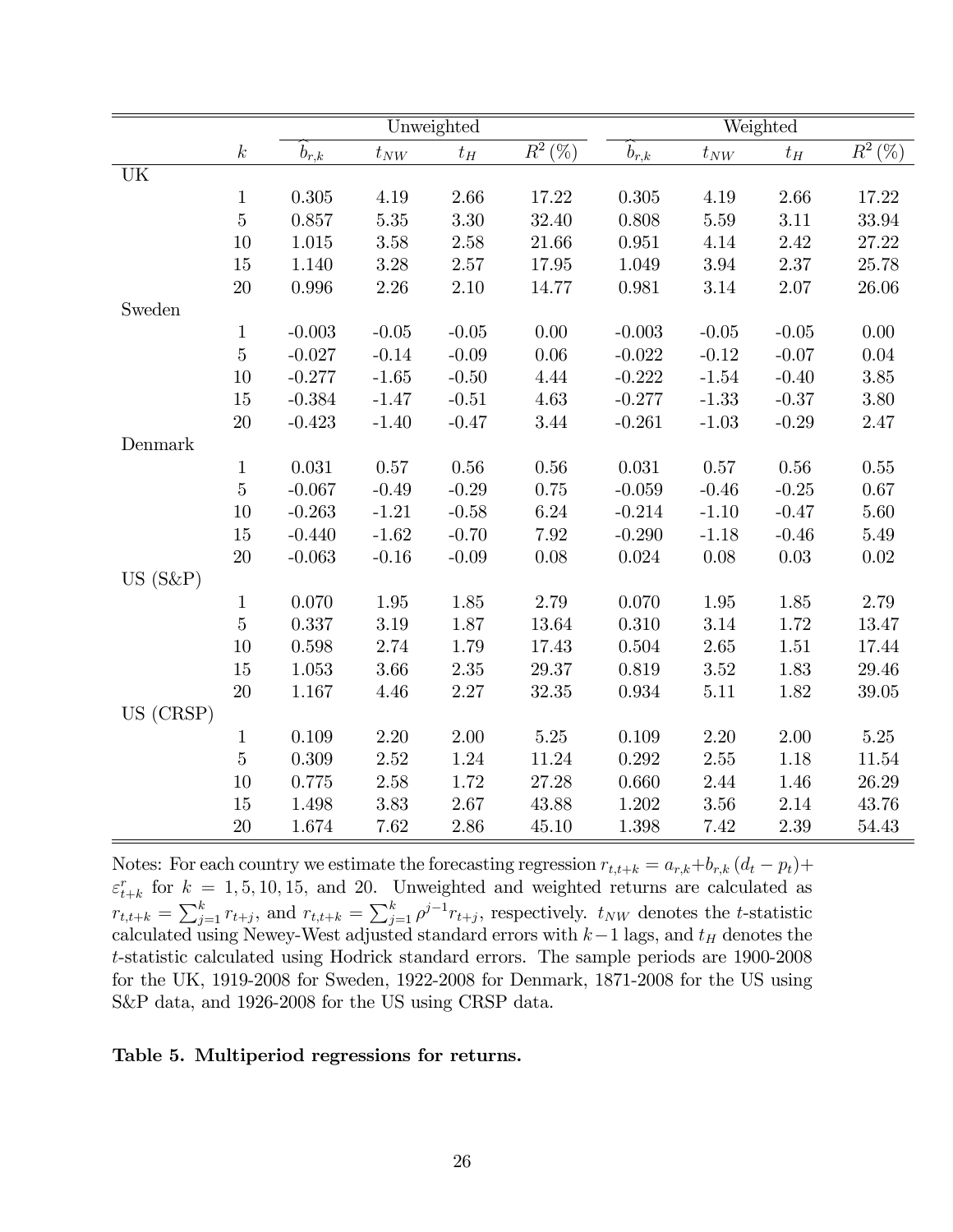| | $k$ | Unweighted | | | | Weighted | | | |
|---|---|---|---|---|---|---|---|---|---|
| | | $\widehat{b}_{r,k}$ | $t_{NW}$ | $t_H$ | $R^2$ (%) | $\widehat{b}_{r,k}$ | $t_{NW}$ | $t_H$ | $R^2$ (%) |
| UK | | | | | | | | | |
| | 1 | 0.305 | 4.19 | 2.66 | 17.22 | 0.305 | 4.19 | 2.66 | 17.22 |
| | 5 | 0.857 | 5.35 | 3.30 | 32.40 | 0.808 | 5.59 | 3.11 | 33.94 |
| | 10 | 1.015 | 3.58 | 2.58 | 21.66 | 0.951 | 4.14 | 2.42 | 27.22 |
| | 15 | 1.140 | 3.28 | 2.57 | 17.95 | 1.049 | 3.94 | 2.37 | 25.78 |
| | 20 | 0.996 | 2.26 | 2.10 | 14.77 | 0.981 | 3.14 | 2.07 | 26.06 |
| Sweden | | | | | | | | | |
| | 1 | -0.003 | -0.05 | -0.05 | 0.00 | -0.003 | -0.05 | -0.05 | 0.00 |
| | 5 | -0.027 | -0.14 | -0.09 | 0.06 | -0.022 | -0.12 | -0.07 | 0.04 |
| | 10 | -0.277 | -1.65 | -0.50 | 4.44 | -0.222 | -1.54 | -0.40 | 3.85 |
| | 15 | -0.384 | -1.47 | -0.51 | 4.63 | -0.277 | -1.33 | -0.37 | 3.80 |
| | 20 | -0.423 | -1.40 | -0.47 | 3.44 | -0.261 | -1.03 | -0.29 | 2.47 |
| Denmark | | | | | | | | | |
| | 1 | 0.031 | 0.57 | 0.56 | 0.56 | 0.031 | 0.57 | 0.56 | 0.55 |
| | 5 | -0.067 | -0.49 | -0.29 | 0.75 | -0.059 | -0.46 | -0.25 | 0.67 |
| | 10 | -0.263 | -1.21 | -0.58 | 6.24 | -0.214 | -1.10 | -0.47 | 5.60 |
| | 15 | -0.440 | -1.62 | -0.70 | 7.92 | -0.290 | -1.18 | -0.46 | 5.49 |
| | 20 | -0.063 | -0.16 | -0.09 | 0.08 | 0.024 | 0.08 | 0.03 | 0.02 |
| US (S&P) | | | | | | | | | |
| | 1 | 0.070 | 1.95 | 1.85 | 2.79 | 0.070 | 1.95 | 1.85 | 2.79 |
| | 5 | 0.337 | 3.19 | 1.87 | 13.64 | 0.310 | 3.14 | 1.72 | 13.47 |
| | 10 | 0.598 | 2.74 | 1.79 | 17.43 | 0.504 | 2.65 | 1.51 | 17.44 |
| | 15 | 1.053 | 3.66 | 2.35 | 29.37 | 0.819 | 3.52 | 1.83 | 29.46 |
| | 20 | 1.167 | 4.46 | 2.27 | 32.35 | 0.934 | 5.11 | 1.82 | 39.05 |
| US (CRSP) | | | | | | | | | |
| | 1 | 0.109 | 2.20 | 2.00 | 5.25 | 0.109 | 2.20 | 2.00 | 5.25 |
| | 5 | 0.309 | 2.52 | 1.24 | 11.24 | 0.292 | 2.55 | 1.18 | 11.54 |
| | 10 | 0.775 | 2.58 | 1.72 | 27.28 | 0.660 | 2.44 | 1.46 | 26.29 |
| | 15 | 1.498 | 3.83 | 2.67 | 43.88 | 1.202 | 3.56 | 2.14 | 43.76 |
| | 20 | 1.674 | 7.62 | 2.86 | 45.10 | 1.398 | 7.42 | 2.39 | 54.43 |

Notes: For each country we estimate the forecasting regression $r_{t,t+k} = a_{r,k} + b_{r,k}(d_t - p_t) + \varepsilon^r_{t+k}$ for $k = 1, 5, 10, 15$, and 20. Unweighted and weighted returns are calculated as $r_{t,t+k} = \sum_{j=1}^{k} r_{t+j}$, and $r_{t,t+k} = \sum_{j=1}^{k} \rho^{j-1} r_{t+j}$, respectively. $t_{NW}$ denotes the $t$-statistic calculated using Newey-West adjusted standard errors with $k-1$ lags, and $t_H$ denotes the $t$-statistic calculated using Hodrick standard errors. The sample periods are 1900-2008 for the UK, 1919-2008 for Sweden, 1922-2008 for Denmark, 1871-2008 for the US using S&P data, and 1926-2008 for the US using CRSP data.

**Table 5. Multiperiod regressions for returns.**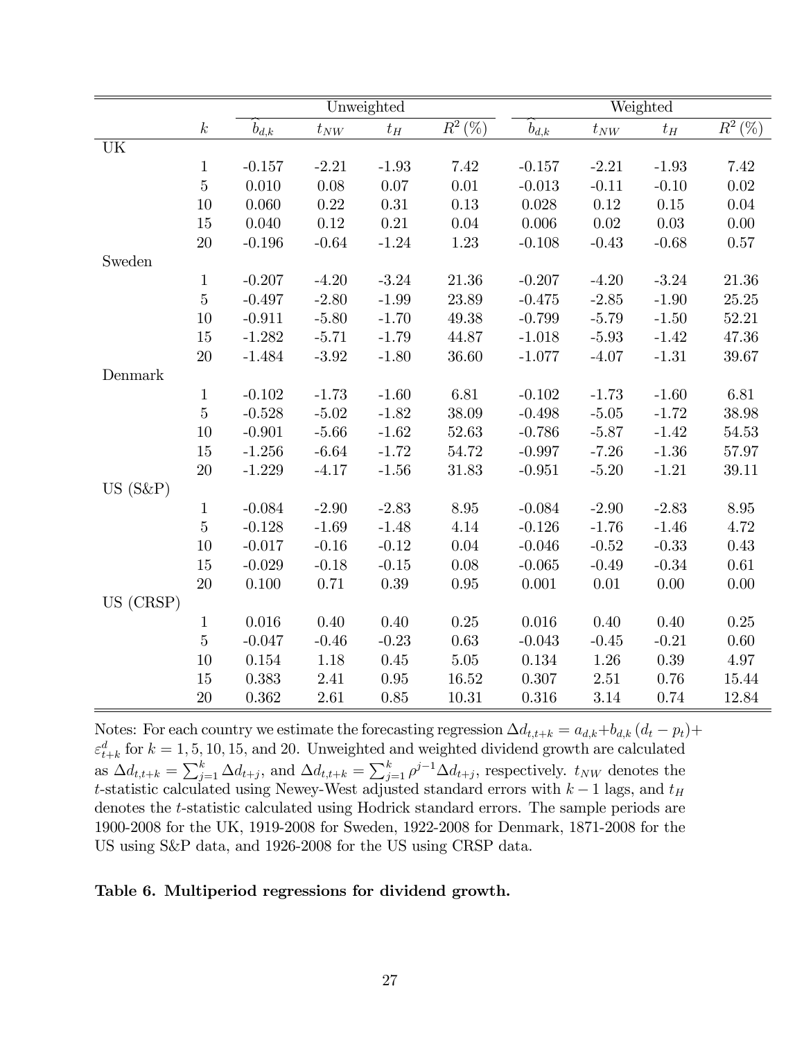| | $k$ | Unweighted | | | | Weighted | | | |
|---|---|---|---|---|---|---|---|---|---|
| | | $\widehat{b}_{d,k}$ | $t_{NW}$ | $t_H$ | $R^2$ (%) | $\widehat{b}_{d,k}$ | $t_{NW}$ | $t_H$ | $R^2$ (%) |
| UK | | | | | | | | | |
| | 1 | -0.157 | -2.21 | -1.93 | 7.42 | -0.157 | -2.21 | -1.93 | 7.42 |
| | 5 | 0.010 | 0.08 | 0.07 | 0.01 | -0.013 | -0.11 | -0.10 | 0.02 |
| | 10 | 0.060 | 0.22 | 0.31 | 0.13 | 0.028 | 0.12 | 0.15 | 0.04 |
| | 15 | 0.040 | 0.12 | 0.21 | 0.04 | 0.006 | 0.02 | 0.03 | 0.00 |
| | 20 | -0.196 | -0.64 | -1.24 | 1.23 | -0.108 | -0.43 | -0.68 | 0.57 |
| Sweden | | | | | | | | | |
| | 1 | -0.207 | -4.20 | -3.24 | 21.36 | -0.207 | -4.20 | -3.24 | 21.36 |
| | 5 | -0.497 | -2.80 | -1.99 | 23.89 | -0.475 | -2.85 | -1.90 | 25.25 |
| | 10 | -0.911 | -5.80 | -1.70 | 49.38 | -0.799 | -5.79 | -1.50 | 52.21 |
| | 15 | -1.282 | -5.71 | -1.79 | 44.87 | -1.018 | -5.93 | -1.42 | 47.36 |
| | 20 | -1.484 | -3.92 | -1.80 | 36.60 | -1.077 | -4.07 | -1.31 | 39.67 |
| Denmark | | | | | | | | | |
| | 1 | -0.102 | -1.73 | -1.60 | 6.81 | -0.102 | -1.73 | -1.60 | 6.81 |
| | 5 | -0.528 | -5.02 | -1.82 | 38.09 | -0.498 | -5.05 | -1.72 | 38.98 |
| | 10 | -0.901 | -5.66 | -1.62 | 52.63 | -0.786 | -5.87 | -1.42 | 54.53 |
| | 15 | -1.256 | -6.64 | -1.72 | 54.72 | -0.997 | -7.26 | -1.36 | 57.97 |
| | 20 | -1.229 | -4.17 | -1.56 | 31.83 | -0.951 | -5.20 | -1.21 | 39.11 |
| US (S&P) | | | | | | | | | |
| | 1 | -0.084 | -2.90 | -2.83 | 8.95 | -0.084 | -2.90 | -2.83 | 8.95 |
| | 5 | -0.128 | -1.69 | -1.48 | 4.14 | -0.126 | -1.76 | -1.46 | 4.72 |
| | 10 | -0.017 | -0.16 | -0.12 | 0.04 | -0.046 | -0.52 | -0.33 | 0.43 |
| | 15 | -0.029 | -0.18 | -0.15 | 0.08 | -0.065 | -0.49 | -0.34 | 0.61 |
| | 20 | 0.100 | 0.71 | 0.39 | 0.95 | 0.001 | 0.01 | 0.00 | 0.00 |
| US (CRSP) | | | | | | | | | |
| | 1 | 0.016 | 0.40 | 0.40 | 0.25 | 0.016 | 0.40 | 0.40 | 0.25 |
| | 5 | -0.047 | -0.46 | -0.23 | 0.63 | -0.043 | -0.45 | -0.21 | 0.60 |
| | 10 | 0.154 | 1.18 | 0.45 | 5.05 | 0.134 | 1.26 | 0.39 | 4.97 |
| | 15 | 0.383 | 2.41 | 0.95 | 16.52 | 0.307 | 2.51 | 0.76 | 15.44 |
| | 20 | 0.362 | 2.61 | 0.85 | 10.31 | 0.316 | 3.14 | 0.74 | 12.84 |

Notes: For each country we estimate the forecasting regression $\Delta d_{t,t+k} = a_{d,k} + b_{d,k}(d_t - p_t) + \varepsilon^d_{t+k}$ for $k = 1, 5, 10, 15$, and 20. Unweighted and weighted dividend growth are calculated as $\Delta d_{t,t+k} = \sum_{j=1}^{k} \Delta d_{t+j}$, and $\Delta d_{t,t+k} = \sum_{j=1}^{k} \rho^{j-1} \Delta d_{t+j}$, respectively. $t_{NW}$ denotes the $t$-statistic calculated using Newey-West adjusted standard errors with $k-1$ lags, and $t_H$ denotes the $t$-statistic calculated using Hodrick standard errors. The sample periods are 1900-2008 for the UK, 1919-2008 for Sweden, 1922-2008 for Denmark, 1871-2008 for the US using S&P data, and 1926-2008 for the US using CRSP data.

**Table 6. Multiperiod regressions for dividend growth.**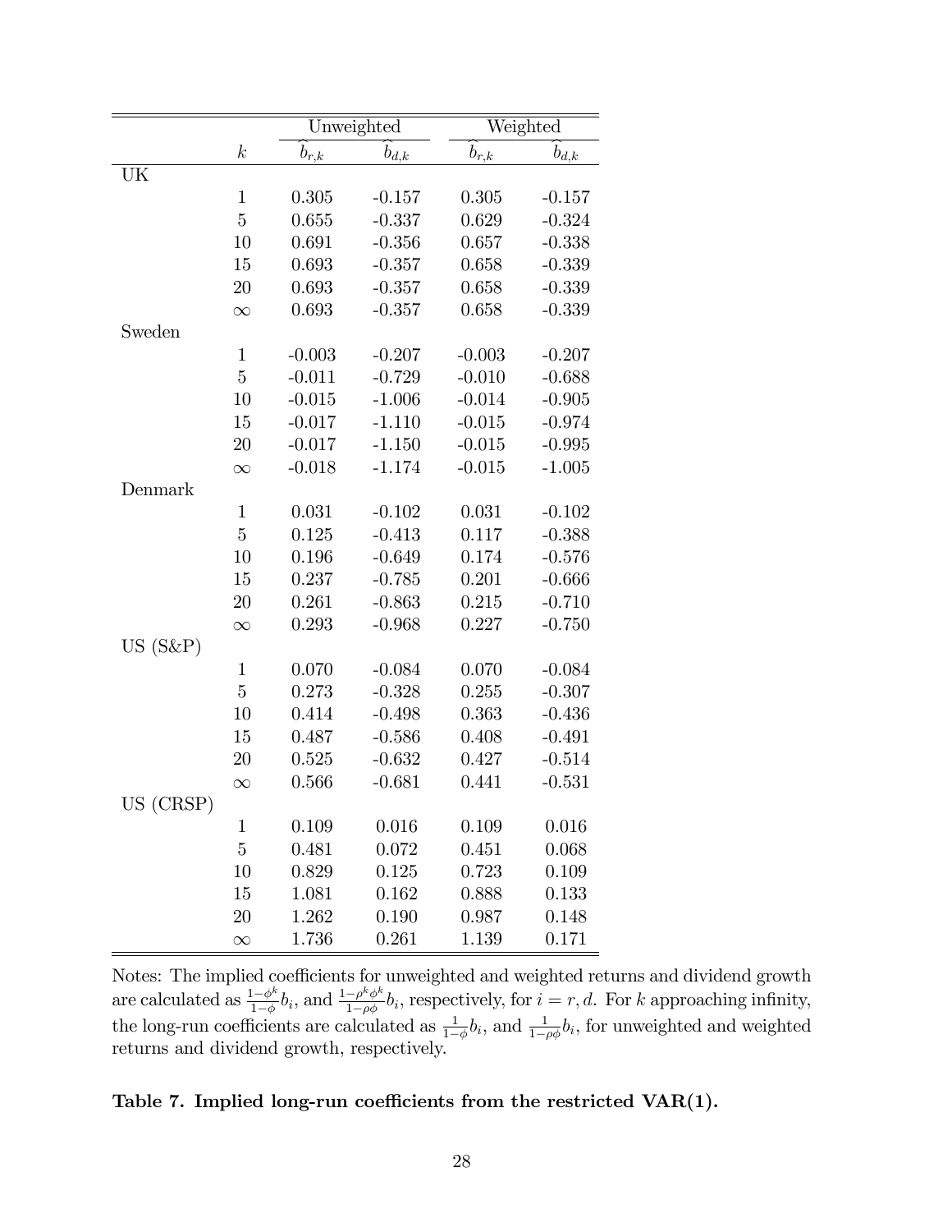| | $k$ | Unweighted | | Weighted | |
|---|---|---|---|---|---|
| | | $\widehat{b}_{r,k}$ | $\widehat{b}_{d,k}$ | $\widehat{b}_{r,k}$ | $\widehat{b}_{d,k}$ |
| UK | | | | | |
| | 1 | 0.305 | -0.157 | 0.305 | -0.157 |
| | 5 | 0.655 | -0.337 | 0.629 | -0.324 |
| | 10 | 0.691 | -0.356 | 0.657 | -0.338 |
| | 15 | 0.693 | -0.357 | 0.658 | -0.339 |
| | 20 | 0.693 | -0.357 | 0.658 | -0.339 |
| | $\infty$ | 0.693 | -0.357 | 0.658 | -0.339 |
| Sweden | | | | | |
| | 1 | -0.003 | -0.207 | -0.003 | -0.207 |
| | 5 | -0.011 | -0.729 | -0.010 | -0.688 |
| | 10 | -0.015 | -1.006 | -0.014 | -0.905 |
| | 15 | -0.017 | -1.110 | -0.015 | -0.974 |
| | 20 | -0.017 | -1.150 | -0.015 | -0.995 |
| | $\infty$ | -0.018 | -1.174 | -0.015 | -1.005 |
| Denmark | | | | | |
| | 1 | 0.031 | -0.102 | 0.031 | -0.102 |
| | 5 | 0.125 | -0.413 | 0.117 | -0.388 |
| | 10 | 0.196 | -0.649 | 0.174 | -0.576 |
| | 15 | 0.237 | -0.785 | 0.201 | -0.666 |
| | 20 | 0.261 | -0.863 | 0.215 | -0.710 |
| | $\infty$ | 0.293 | -0.968 | 0.227 | -0.750 |
| US (S&P) | | | | | |
| | 1 | 0.070 | -0.084 | 0.070 | -0.084 |
| | 5 | 0.273 | -0.328 | 0.255 | -0.307 |
| | 10 | 0.414 | -0.498 | 0.363 | -0.436 |
| | 15 | 0.487 | -0.586 | 0.408 | -0.491 |
| | 20 | 0.525 | -0.632 | 0.427 | -0.514 |
| | $\infty$ | 0.566 | -0.681 | 0.441 | -0.531 |
| US (CRSP) | | | | | |
| | 1 | 0.109 | 0.016 | 0.109 | 0.016 |
| | 5 | 0.481 | 0.072 | 0.451 | 0.068 |
| | 10 | 0.829 | 0.125 | 0.723 | 0.109 |
| | 15 | 1.081 | 0.162 | 0.888 | 0.133 |
| | 20 | 1.262 | 0.190 | 0.987 | 0.148 |
| | $\infty$ | 1.736 | 0.261 | 1.139 | 0.171 |

Notes: The implied coefficients for unweighted and weighted returns and dividend growth are calculated as $\frac{1-\phi^k}{1-\phi}b_i$, and $\frac{1-\rho^k\phi^k}{1-\rho\phi}b_i$, respectively, for $i = r, d$. For $k$ approaching infinity, the long-run coefficients are calculated as $\frac{1}{1-\phi}b_i$, and $\frac{1}{1-\rho\phi}b_i$, for unweighted and weighted returns and dividend growth, respectively.

**Table 7. Implied long-run coefficients from the restricted VAR(1).**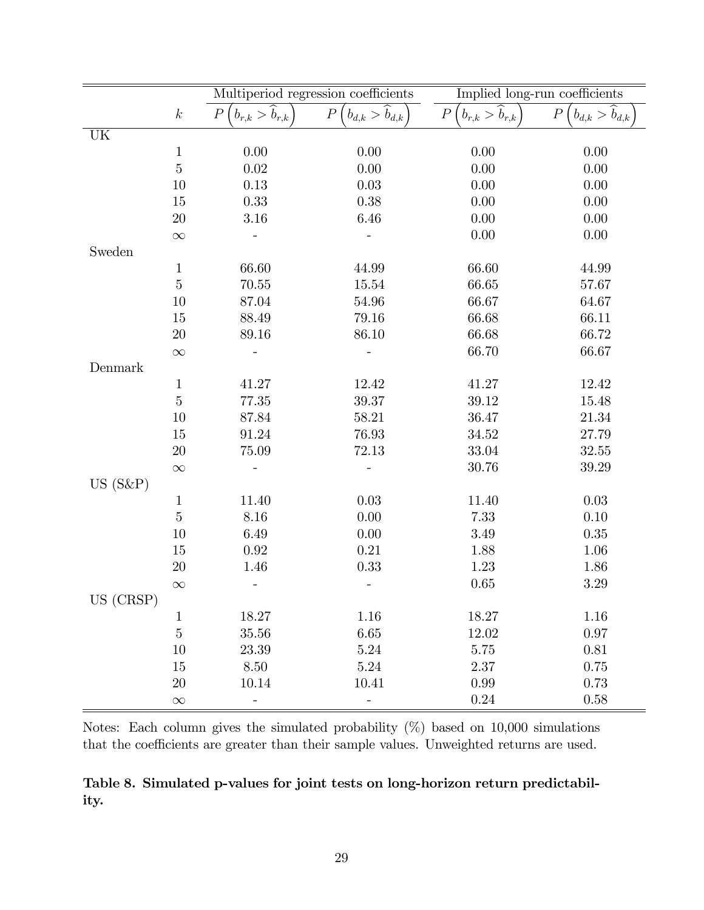| | $k$ | Multiperiod regression coefficients | | Implied long-run coefficients | |
|---|---|---|---|---|---|
| | | $P\left(b_{r,k} > \widehat{b}_{r,k}\right)$ | $P\left(b_{d,k} > \widehat{b}_{d,k}\right)$ | $P\left(b_{r,k} > \widehat{b}_{r,k}\right)$ | $P\left(b_{d,k} > \widehat{b}_{d,k}\right)$ |
| UK | | | | | |
| | 1 | 0.00 | 0.00 | 0.00 | 0.00 |
| | 5 | 0.02 | 0.00 | 0.00 | 0.00 |
| | 10 | 0.13 | 0.03 | 0.00 | 0.00 |
| | 15 | 0.33 | 0.38 | 0.00 | 0.00 |
| | 20 | 3.16 | 6.46 | 0.00 | 0.00 |
| | $\infty$ | - | - | 0.00 | 0.00 |
| Sweden | | | | | |
| | 1 | 66.60 | 44.99 | 66.60 | 44.99 |
| | 5 | 70.55 | 15.54 | 66.65 | 57.67 |
| | 10 | 87.04 | 54.96 | 66.67 | 64.67 |
| | 15 | 88.49 | 79.16 | 66.68 | 66.11 |
| | 20 | 89.16 | 86.10 | 66.68 | 66.72 |
| | $\infty$ | - | - | 66.70 | 66.67 |
| Denmark | | | | | |
| | 1 | 41.27 | 12.42 | 41.27 | 12.42 |
| | 5 | 77.35 | 39.37 | 39.12 | 15.48 |
| | 10 | 87.84 | 58.21 | 36.47 | 21.34 |
| | 15 | 91.24 | 76.93 | 34.52 | 27.79 |
| | 20 | 75.09 | 72.13 | 33.04 | 32.55 |
| | $\infty$ | - | - | 30.76 | 39.29 |
| US (S&P) | | | | | |
| | 1 | 11.40 | 0.03 | 11.40 | 0.03 |
| | 5 | 8.16 | 0.00 | 7.33 | 0.10 |
| | 10 | 6.49 | 0.00 | 3.49 | 0.35 |
| | 15 | 0.92 | 0.21 | 1.88 | 1.06 |
| | 20 | 1.46 | 0.33 | 1.23 | 1.86 |
| | $\infty$ | - | - | 0.65 | 3.29 |
| US (CRSP) | | | | | |
| | 1 | 18.27 | 1.16 | 18.27 | 1.16 |
| | 5 | 35.56 | 6.65 | 12.02 | 0.97 |
| | 10 | 23.39 | 5.24 | 5.75 | 0.81 |
| | 15 | 8.50 | 5.24 | 2.37 | 0.75 |
| | 20 | 10.14 | 10.41 | 0.99 | 0.73 |
| | $\infty$ | - | - | 0.24 | 0.58 |

Notes: Each column gives the simulated probability (%) based on 10,000 simulations that the coefficients are greater than their sample values. Unweighted returns are used.

**Table 8. Simulated p-values for joint tests on long-horizon return predictability.**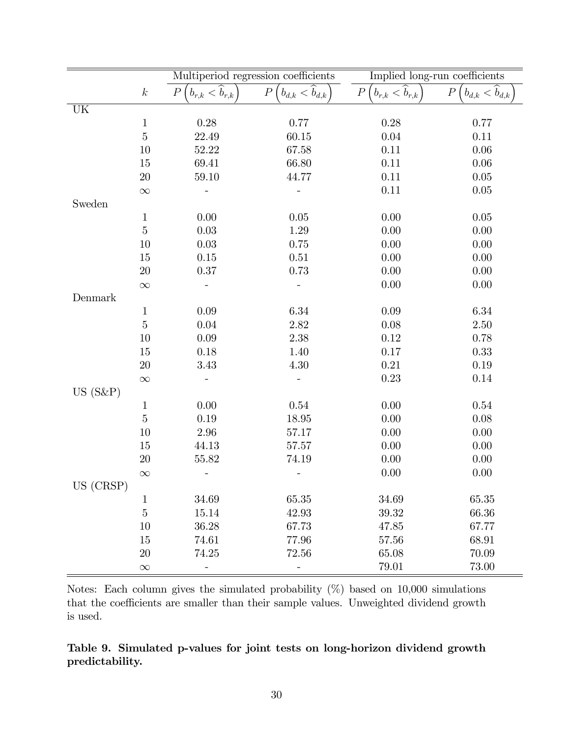| | $k$ | Multiperiod regression coefficients | | Implied long-run coefficients | |
|---|---|---|---|---|---|
| | | $P\left(b_{r,k} < \widehat{b}_{r,k}\right)$ | $P\left(b_{d,k} < \widehat{b}_{d,k}\right)$ | $P\left(b_{r,k} < \widehat{b}_{r,k}\right)$ | $P\left(b_{d,k} < \widehat{b}_{d,k}\right)$ |
| UK | | | | | |
| | 1 | 0.28 | 0.77 | 0.28 | 0.77 |
| | 5 | 22.49 | 60.15 | 0.04 | 0.11 |
| | 10 | 52.22 | 67.58 | 0.11 | 0.06 |
| | 15 | 69.41 | 66.80 | 0.11 | 0.06 |
| | 20 | 59.10 | 44.77 | 0.11 | 0.05 |
| | $\infty$ | - | - | 0.11 | 0.05 |
| Sweden | | | | | |
| | 1 | 0.00 | 0.05 | 0.00 | 0.05 |
| | 5 | 0.03 | 1.29 | 0.00 | 0.00 |
| | 10 | 0.03 | 0.75 | 0.00 | 0.00 |
| | 15 | 0.15 | 0.51 | 0.00 | 0.00 |
| | 20 | 0.37 | 0.73 | 0.00 | 0.00 |
| | $\infty$ | - | - | 0.00 | 0.00 |
| Denmark | | | | | |
| | 1 | 0.09 | 6.34 | 0.09 | 6.34 |
| | 5 | 0.04 | 2.82 | 0.08 | 2.50 |
| | 10 | 0.09 | 2.38 | 0.12 | 0.78 |
| | 15 | 0.18 | 1.40 | 0.17 | 0.33 |
| | 20 | 3.43 | 4.30 | 0.21 | 0.19 |
| | $\infty$ | - | - | 0.23 | 0.14 |
| US (S&P) | | | | | |
| | 1 | 0.00 | 0.54 | 0.00 | 0.54 |
| | 5 | 0.19 | 18.95 | 0.00 | 0.08 |
| | 10 | 2.96 | 57.17 | 0.00 | 0.00 |
| | 15 | 44.13 | 57.57 | 0.00 | 0.00 |
| | 20 | 55.82 | 74.19 | 0.00 | 0.00 |
| | $\infty$ | - | - | 0.00 | 0.00 |
| US (CRSP) | | | | | |
| | 1 | 34.69 | 65.35 | 34.69 | 65.35 |
| | 5 | 15.14 | 42.93 | 39.32 | 66.36 |
| | 10 | 36.28 | 67.73 | 47.85 | 67.77 |
| | 15 | 74.61 | 77.96 | 57.56 | 68.91 |
| | 20 | 74.25 | 72.56 | 65.08 | 70.09 |
| | $\infty$ | - | - | 79.01 | 73.00 |

Notes: Each column gives the simulated probability (%) based on 10,000 simulations that the coefficients are smaller than their sample values. Unweighted dividend growth is used.

**Table 9. Simulated p-values for joint tests on long-horizon dividend growth predictability.**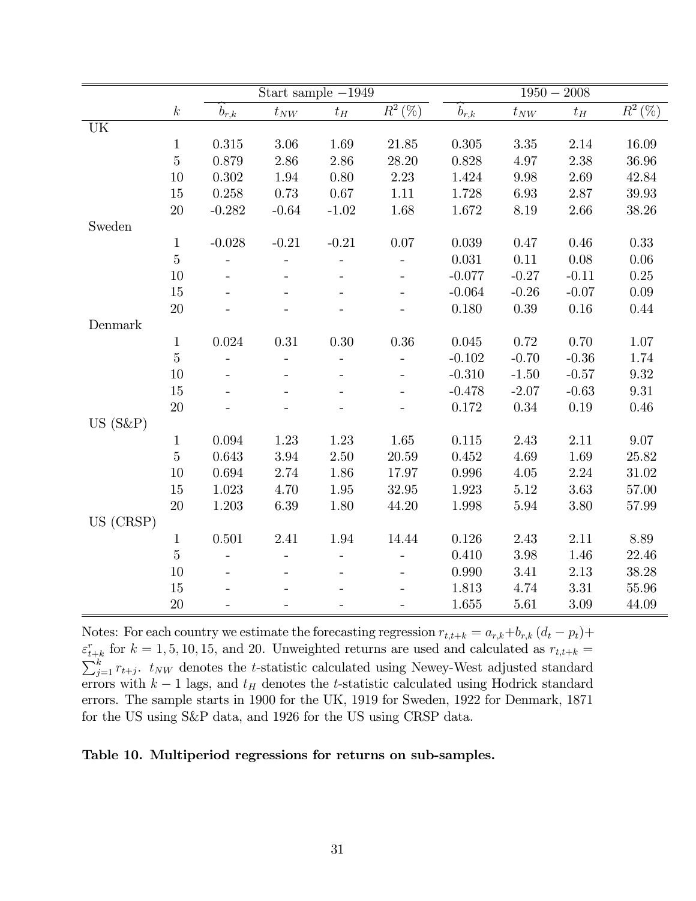| | $k$ | Start sample −1949 | | | | 1950 − 2008 | | | |
|---|---|---|---|---|---|---|---|---|---|
| | | $\widehat{b}_{r,k}$ | $t_{NW}$ | $t_H$ | $R^2$ (%) | $\widehat{b}_{r,k}$ | $t_{NW}$ | $t_H$ | $R^2$ (%) |
| UK | | | | | | | | | |
| | 1 | 0.315 | 3.06 | 1.69 | 21.85 | 0.305 | 3.35 | 2.14 | 16.09 |
| | 5 | 0.879 | 2.86 | 2.86 | 28.20 | 0.828 | 4.97 | 2.38 | 36.96 |
| | 10 | 0.302 | 1.94 | 0.80 | 2.23 | 1.424 | 9.98 | 2.69 | 42.84 |
| | 15 | 0.258 | 0.73 | 0.67 | 1.11 | 1.728 | 6.93 | 2.87 | 39.93 |
| | 20 | -0.282 | -0.64 | -1.02 | 1.68 | 1.672 | 8.19 | 2.66 | 38.26 |
| Sweden | | | | | | | | | |
| | 1 | -0.028 | -0.21 | -0.21 | 0.07 | 0.039 | 0.47 | 0.46 | 0.33 |
| | 5 | - | - | - | - | 0.031 | 0.11 | 0.08 | 0.06 |
| | 10 | - | - | - | - | -0.077 | -0.27 | -0.11 | 0.25 |
| | 15 | - | - | - | - | -0.064 | -0.26 | -0.07 | 0.09 |
| | 20 | - | - | - | - | 0.180 | 0.39 | 0.16 | 0.44 |
| Denmark | | | | | | | | | |
| | 1 | 0.024 | 0.31 | 0.30 | 0.36 | 0.045 | 0.72 | 0.70 | 1.07 |
| | 5 | - | - | - | - | -0.102 | -0.70 | -0.36 | 1.74 |
| | 10 | - | - | - | - | -0.310 | -1.50 | -0.57 | 9.32 |
| | 15 | - | - | - | - | -0.478 | -2.07 | -0.63 | 9.31 |
| | 20 | - | - | - | - | 0.172 | 0.34 | 0.19 | 0.46 |
| US (S&P) | | | | | | | | | |
| | 1 | 0.094 | 1.23 | 1.23 | 1.65 | 0.115 | 2.43 | 2.11 | 9.07 |
| | 5 | 0.643 | 3.94 | 2.50 | 20.59 | 0.452 | 4.69 | 1.69 | 25.82 |
| | 10 | 0.694 | 2.74 | 1.86 | 17.97 | 0.996 | 4.05 | 2.24 | 31.02 |
| | 15 | 1.023 | 4.70 | 1.95 | 32.95 | 1.923 | 5.12 | 3.63 | 57.00 |
| | 20 | 1.203 | 6.39 | 1.80 | 44.20 | 1.998 | 5.94 | 3.80 | 57.99 |
| US (CRSP) | | | | | | | | | |
| | 1 | 0.501 | 2.41 | 1.94 | 14.44 | 0.126 | 2.43 | 2.11 | 8.89 |
| | 5 | - | - | - | - | 0.410 | 3.98 | 1.46 | 22.46 |
| | 10 | - | - | - | - | 0.990 | 3.41 | 2.13 | 38.28 |
| | 15 | - | - | - | - | 1.813 | 4.74 | 3.31 | 55.96 |
| | 20 | - | - | - | - | 1.655 | 5.61 | 3.09 | 44.09 |

Notes: For each country we estimate the forecasting regression $r_{t,t+k} = a_{r,k} + b_{r,k}(d_t - p_t) + \varepsilon^r_{t+k}$ for $k = 1, 5, 10, 15$, and 20. Unweighted returns are used and calculated as $r_{t,t+k} = \sum_{j=1}^{k} r_{t+j}$. $t_{NW}$ denotes the $t$-statistic calculated using Newey-West adjusted standard errors with $k-1$ lags, and $t_H$ denotes the $t$-statistic calculated using Hodrick standard errors. The sample starts in 1900 for the UK, 1919 for Sweden, 1922 for Denmark, 1871 for the US using S&P data, and 1926 for the US using CRSP data.

**Table 10. Multiperiod regressions for returns on sub-samples.**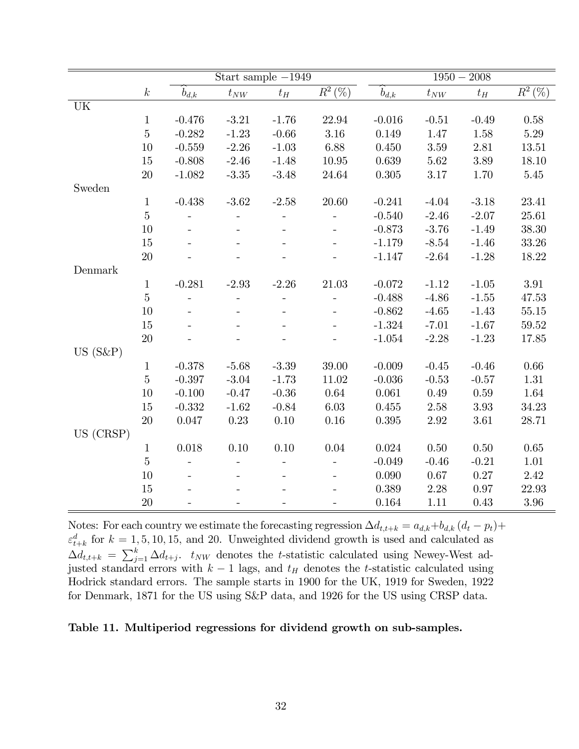| | $k$ | Start sample −1949 $\widehat{b}_{d,k}$ | $t_{NW}$ | $t_H$ | $R^2$ (%) | 1950 − 2008 $\widehat{b}_{d,k}$ | $t_{NW}$ | $t_H$ | $R^2$ (%) |
|---|---|---|---|---|---|---|---|---|---|
| UK | | | | | | | | | |
| | 1 | -0.476 | -3.21 | -1.76 | 22.94 | -0.016 | -0.51 | -0.49 | 0.58 |
| | 5 | -0.282 | -1.23 | -0.66 | 3.16 | 0.149 | 1.47 | 1.58 | 5.29 |
| | 10 | -0.559 | -2.26 | -1.03 | 6.88 | 0.450 | 3.59 | 2.81 | 13.51 |
| | 15 | -0.808 | -2.46 | -1.48 | 10.95 | 0.639 | 5.62 | 3.89 | 18.10 |
| | 20 | -1.082 | -3.35 | -3.48 | 24.64 | 0.305 | 3.17 | 1.70 | 5.45 |
| Sweden | | | | | | | | | |
| | 1 | -0.438 | -3.62 | -2.58 | 20.60 | -0.241 | -4.04 | -3.18 | 23.41 |
| | 5 | - | - | - | - | -0.540 | -2.46 | -2.07 | 25.61 |
| | 10 | - | - | - | - | -0.873 | -3.76 | -1.49 | 38.30 |
| | 15 | - | - | - | - | -1.179 | -8.54 | -1.46 | 33.26 |
| | 20 | - | - | - | - | -1.147 | -2.64 | -1.28 | 18.22 |
| Denmark | | | | | | | | | |
| | 1 | -0.281 | -2.93 | -2.26 | 21.03 | -0.072 | -1.12 | -1.05 | 3.91 |
| | 5 | - | - | - | - | -0.488 | -4.86 | -1.55 | 47.53 |
| | 10 | - | - | - | - | -0.862 | -4.65 | -1.43 | 55.15 |
| | 15 | - | - | - | - | -1.324 | -7.01 | -1.67 | 59.52 |
| | 20 | - | - | - | - | -1.054 | -2.28 | -1.23 | 17.85 |
| US (S&P) | | | | | | | | | |
| | 1 | -0.378 | -5.68 | -3.39 | 39.00 | -0.009 | -0.45 | -0.46 | 0.66 |
| | 5 | -0.397 | -3.04 | -1.73 | 11.02 | -0.036 | -0.53 | -0.57 | 1.31 |
| | 10 | -0.100 | -0.47 | -0.36 | 0.64 | 0.061 | 0.49 | 0.59 | 1.64 |
| | 15 | -0.332 | -1.62 | -0.84 | 6.03 | 0.455 | 2.58 | 3.93 | 34.23 |
| | 20 | 0.047 | 0.23 | 0.10 | 0.16 | 0.395 | 2.92 | 3.61 | 28.71 |
| US (CRSP) | | | | | | | | | |
| | 1 | 0.018 | 0.10 | 0.10 | 0.04 | 0.024 | 0.50 | 0.50 | 0.65 |
| | 5 | - | - | - | - | -0.049 | -0.46 | -0.21 | 1.01 |
| | 10 | - | - | - | - | 0.090 | 0.67 | 0.27 | 2.42 |
| | 15 | - | - | - | - | 0.389 | 2.28 | 0.97 | 22.93 |
| | 20 | - | - | - | - | 0.164 | 1.11 | 0.43 | 3.96 |

Notes: For each country we estimate the forecasting regression $\Delta d_{t,t+k} = a_{d,k} + b_{d,k}(d_t - p_t) + \varepsilon^d_{t+k}$ for $k = 1, 5, 10, 15$, and 20. Unweighted dividend growth is used and calculated as $\Delta d_{t,t+k} = \sum_{j=1}^{k} \Delta d_{t+j}$. $t_{NW}$ denotes the $t$-statistic calculated using Newey-West adjusted standard errors with $k-1$ lags, and $t_H$ denotes the $t$-statistic calculated using Hodrick standard errors. The sample starts in 1900 for the UK, 1919 for Sweden, 1922 for Denmark, 1871 for the US using S&P data, and 1926 for the US using CRSP data.

**Table 11. Multiperiod regressions for dividend growth on sub-samples.**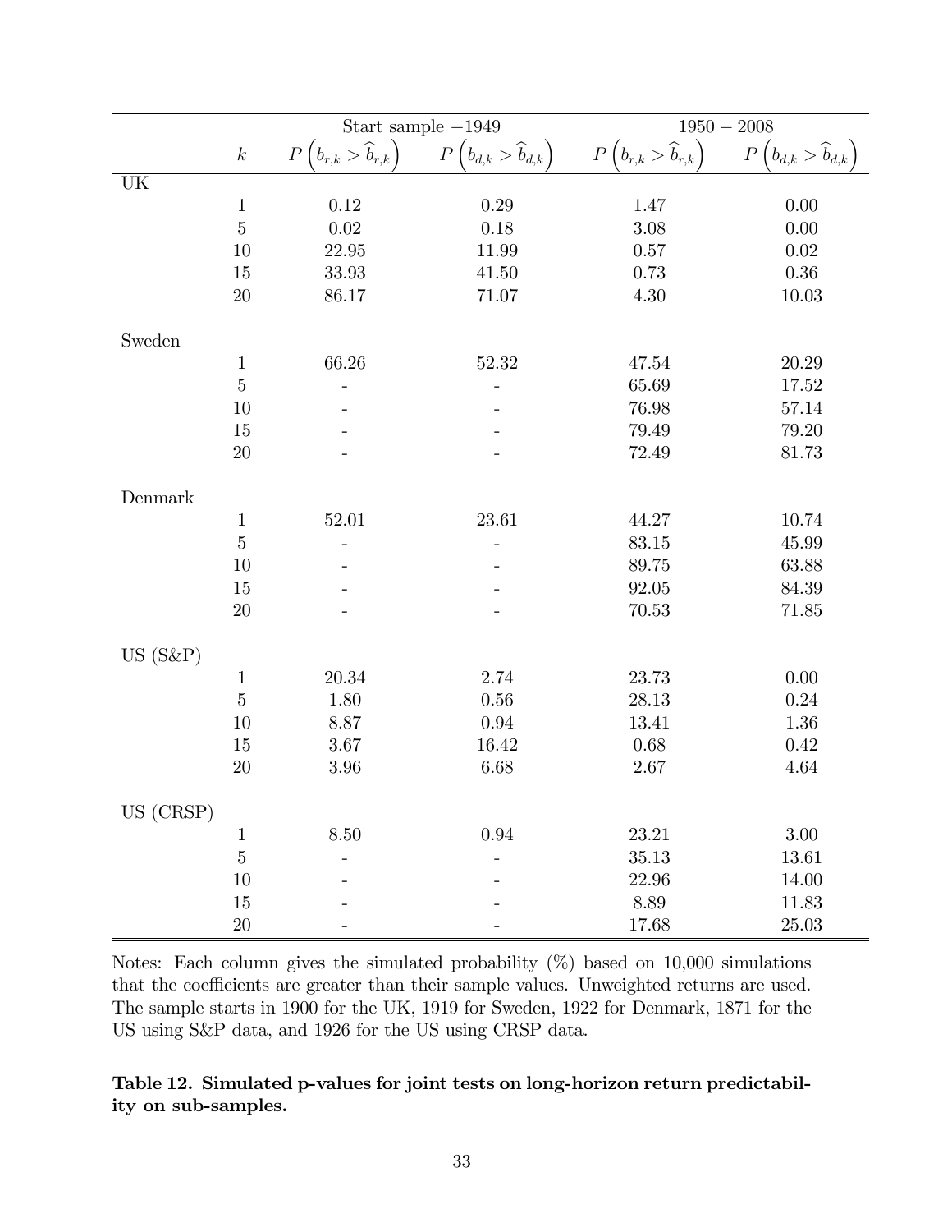| | $k$ | Start sample −1949 | | 1950 − 2008 | |
|---|---|---|---|---|---|
| | | $P\left(b_{r,k} > \widehat{b}_{r,k}\right)$ | $P\left(b_{d,k} > \widehat{b}_{d,k}\right)$ | $P\left(b_{r,k} > \widehat{b}_{r,k}\right)$ | $P\left(b_{d,k} > \widehat{b}_{d,k}\right)$ |
| UK | | | | | |
| | 1 | 0.12 | 0.29 | 1.47 | 0.00 |
| | 5 | 0.02 | 0.18 | 3.08 | 0.00 |
| | 10 | 22.95 | 11.99 | 0.57 | 0.02 |
| | 15 | 33.93 | 41.50 | 0.73 | 0.36 |
| | 20 | 86.17 | 71.07 | 4.30 | 10.03 |
| Sweden | | | | | |
| | 1 | 66.26 | 52.32 | 47.54 | 20.29 |
| | 5 | - | - | 65.69 | 17.52 |
| | 10 | - | - | 76.98 | 57.14 |
| | 15 | - | - | 79.49 | 79.20 |
| | 20 | - | - | 72.49 | 81.73 |
| Denmark | | | | | |
| | 1 | 52.01 | 23.61 | 44.27 | 10.74 |
| | 5 | - | - | 83.15 | 45.99 |
| | 10 | - | - | 89.75 | 63.88 |
| | 15 | - | - | 92.05 | 84.39 |
| | 20 | - | - | 70.53 | 71.85 |
| US (S&P) | | | | | |
| | 1 | 20.34 | 2.74 | 23.73 | 0.00 |
| | 5 | 1.80 | 0.56 | 28.13 | 0.24 |
| | 10 | 8.87 | 0.94 | 13.41 | 1.36 |
| | 15 | 3.67 | 16.42 | 0.68 | 0.42 |
| | 20 | 3.96 | 6.68 | 2.67 | 4.64 |
| US (CRSP) | | | | | |
| | 1 | 8.50 | 0.94 | 23.21 | 3.00 |
| | 5 | - | - | 35.13 | 13.61 |
| | 10 | - | - | 22.96 | 14.00 |
| | 15 | - | - | 8.89 | 11.83 |
| | 20 | - | - | 17.68 | 25.03 |

Notes: Each column gives the simulated probability (%) based on 10,000 simulations that the coefficients are greater than their sample values. Unweighted returns are used. The sample starts in 1900 for the UK, 1919 for Sweden, 1922 for Denmark, 1871 for the US using S&P data, and 1926 for the US using CRSP data.

**Table 12. Simulated p-values for joint tests on long-horizon return predictability on sub-samples.**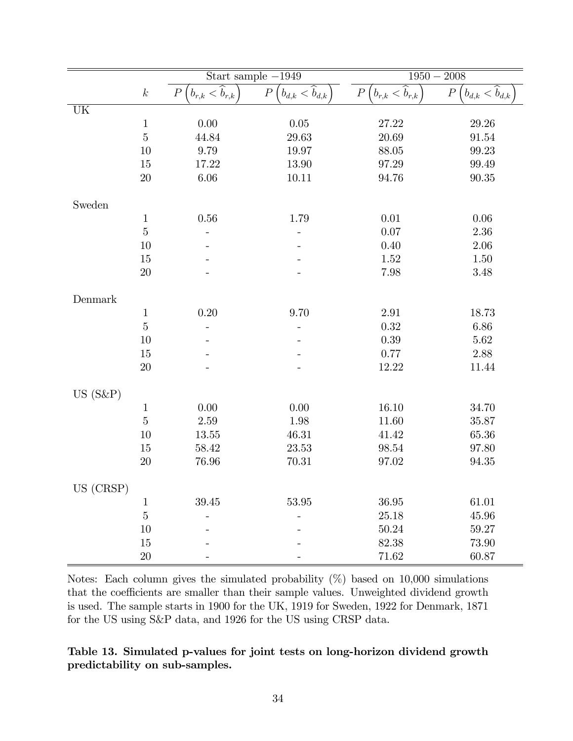|  | $k$ | Start sample −1949 |  | $1950-2008$ |  |
|---|---|---|---|---|---|
|  |  | $P\left(b_{r,k} < \widehat{b}_{r,k}\right)$ | $P\left(b_{d,k} < \widehat{b}_{d,k}\right)$ | $P\left(b_{r,k} < \widehat{b}_{r,k}\right)$ | $P\left(b_{d,k} < \widehat{b}_{d,k}\right)$ |
| UK |  |  |  |  |  |
|  | 1 | 0.00 | 0.05 | 27.22 | 29.26 |
|  | 5 | 44.84 | 29.63 | 20.69 | 91.54 |
|  | 10 | 9.79 | 19.97 | 88.05 | 99.23 |
|  | 15 | 17.22 | 13.90 | 97.29 | 99.49 |
|  | 20 | 6.06 | 10.11 | 94.76 | 90.35 |
| Sweden |  |  |  |  |  |
|  | 1 | 0.56 | 1.79 | 0.01 | 0.06 |
|  | 5 | - | - | 0.07 | 2.36 |
|  | 10 | - | - | 0.40 | 2.06 |
|  | 15 | - | - | 1.52 | 1.50 |
|  | 20 | - | - | 7.98 | 3.48 |
| Denmark |  |  |  |  |  |
|  | 1 | 0.20 | 9.70 | 2.91 | 18.73 |
|  | 5 | - | - | 0.32 | 6.86 |
|  | 10 | - | - | 0.39 | 5.62 |
|  | 15 | - | - | 0.77 | 2.88 |
|  | 20 | - | - | 12.22 | 11.44 |
| US (S&P) |  |  |  |  |  |
|  | 1 | 0.00 | 0.00 | 16.10 | 34.70 |
|  | 5 | 2.59 | 1.98 | 11.60 | 35.87 |
|  | 10 | 13.55 | 46.31 | 41.42 | 65.36 |
|  | 15 | 58.42 | 23.53 | 98.54 | 97.80 |
|  | 20 | 76.96 | 70.31 | 97.02 | 94.35 |
| US (CRSP) |  |  |  |  |  |
|  | 1 | 39.45 | 53.95 | 36.95 | 61.01 |
|  | 5 | - | - | 25.18 | 45.96 |
|  | 10 | - | - | 50.24 | 59.27 |
|  | 15 | - | - | 82.38 | 73.90 |
|  | 20 | - | - | 71.62 | 60.87 |

Notes: Each column gives the simulated probability (%) based on 10,000 simulations that the coefficients are smaller than their sample values. Unweighted dividend growth is used. The sample starts in 1900 for the UK, 1919 for Sweden, 1922 for Denmark, 1871 for the US using S&P data, and 1926 for the US using CRSP data.

**Table 13. Simulated p-values for joint tests on long-horizon dividend growth predictability on sub-samples.**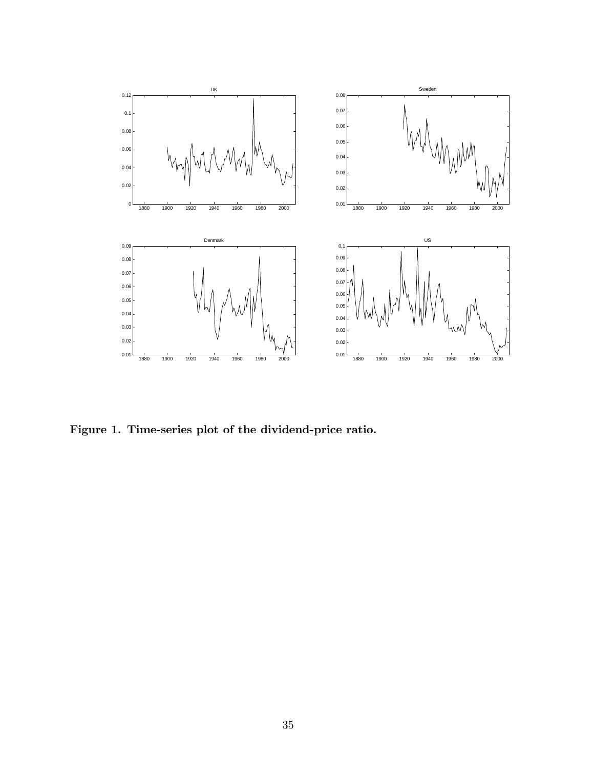**Figure 1. Time-series plot of the dividend-price ratio.**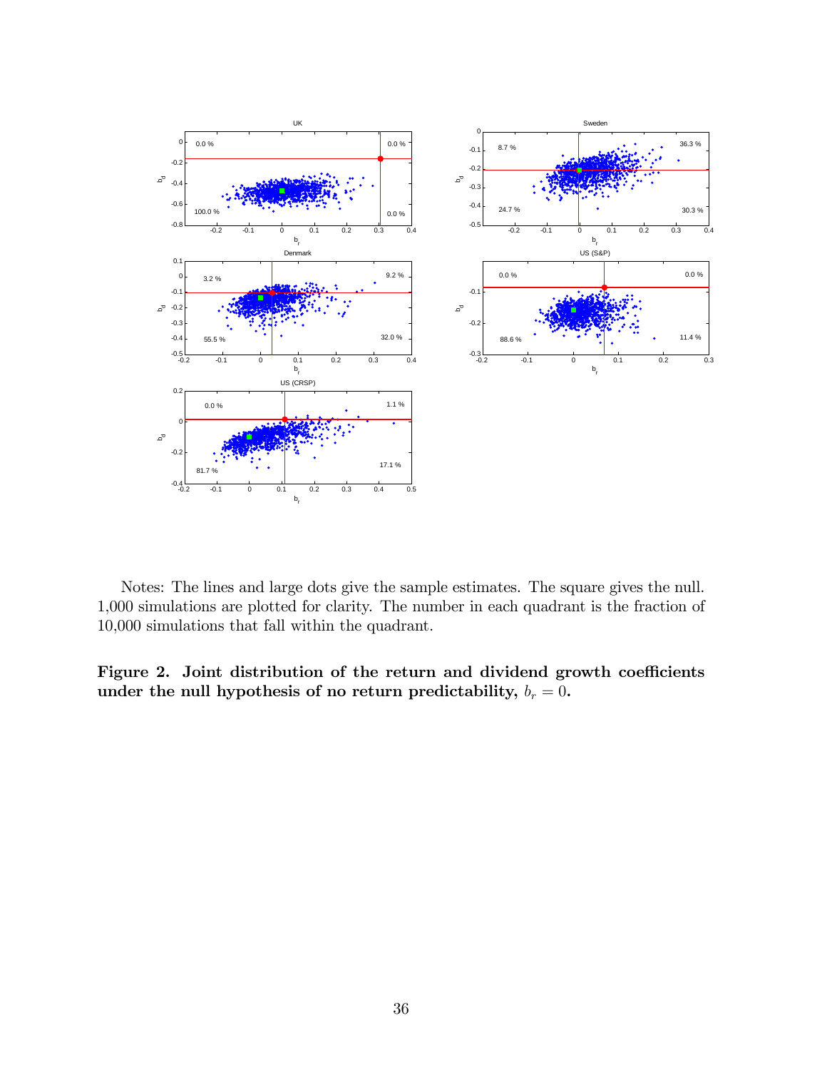Notes: The lines and large dots give the sample estimates. The square gives the null. 1,000 simulations are plotted for clarity. The number in each quadrant is the fraction of 10,000 simulations that fall within the quadrant.

**Figure 2. Joint distribution of the return and dividend growth coefficients under the null hypothesis of no return predictability, $b_r = 0$.**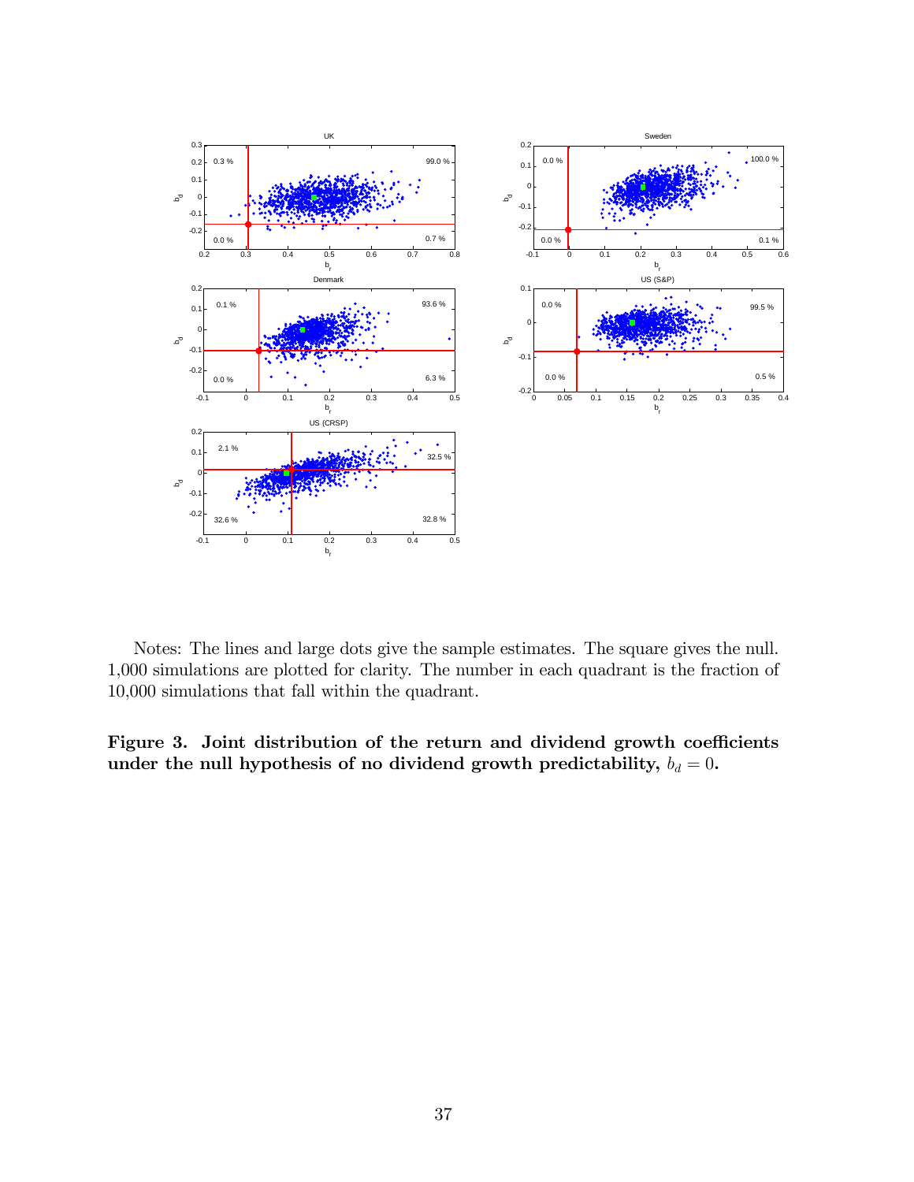Notes: The lines and large dots give the sample estimates. The square gives the null. 1,000 simulations are plotted for clarity. The number in each quadrant is the fraction of 10,000 simulations that fall within the quadrant.

**Figure 3. Joint distribution of the return and dividend growth coefficients under the null hypothesis of no dividend growth predictability, $b_d = 0$.**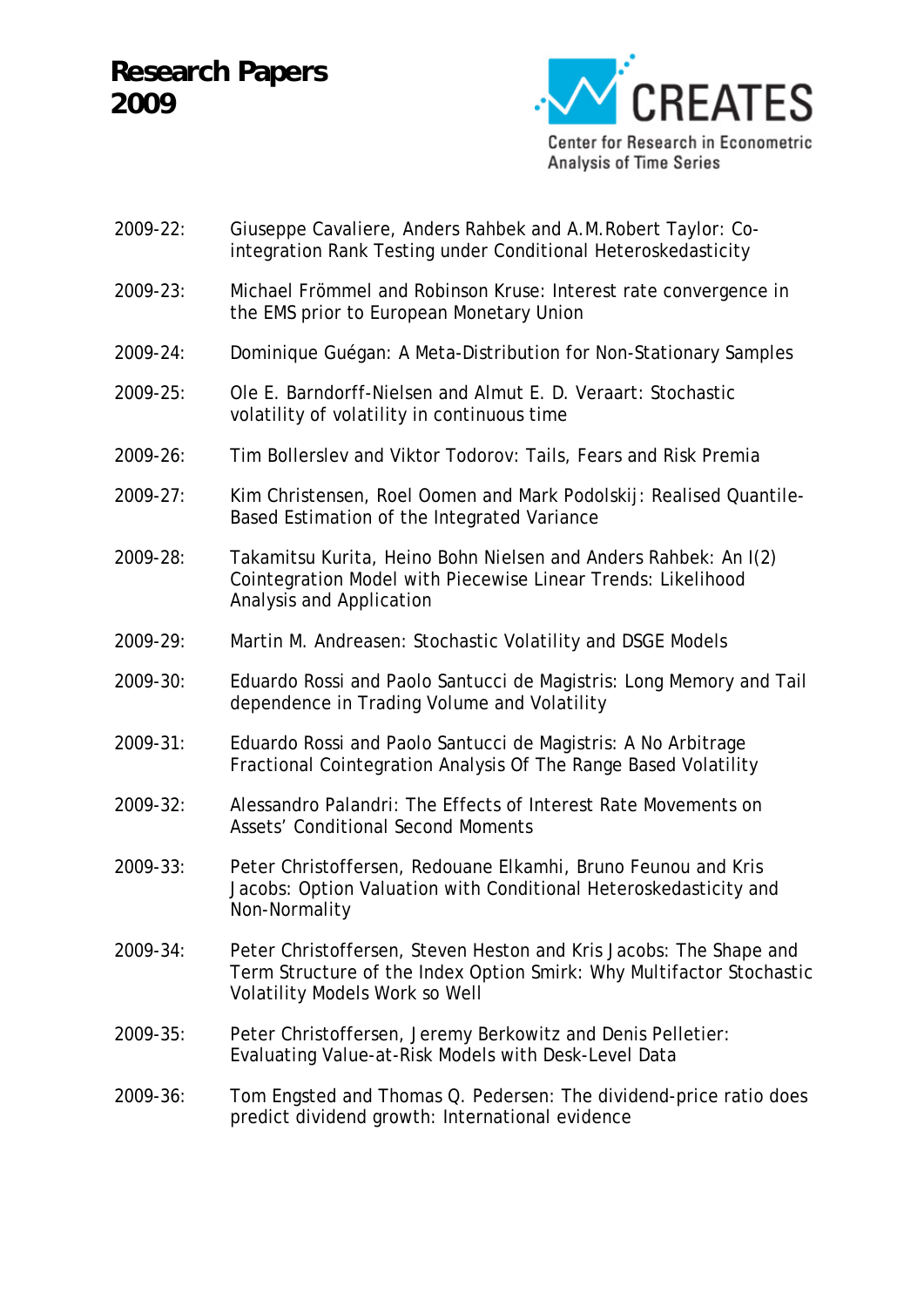# Research Papers 2009

CREATES
Center for Research in Econometric Analysis of Time Series

2009-22: Giuseppe Cavaliere, Anders Rahbek and A.M.Robert Taylor: Co-integration Rank Testing under Conditional Heteroskedasticity

2009-23: Michael Frömmel and Robinson Kruse: Interest rate convergence in the EMS prior to European Monetary Union

2009-24: Dominique Guégan: A Meta-Distribution for Non-Stationary Samples

2009-25: Ole E. Barndorff-Nielsen and Almut E. D. Veraart: Stochastic volatility of volatility in continuous time

2009-26: Tim Bollerslev and Viktor Todorov: Tails, Fears and Risk Premia

2009-27: Kim Christensen, Roel Oomen and Mark Podolskij: Realised Quantile-Based Estimation of the Integrated Variance

2009-28: Takamitsu Kurita, Heino Bohn Nielsen and Anders Rahbek: An I(2) Cointegration Model with Piecewise Linear Trends: Likelihood Analysis and Application

2009-29: Martin M. Andreasen: Stochastic Volatility and DSGE Models

2009-30: Eduardo Rossi and Paolo Santucci de Magistris: Long Memory and Tail dependence in Trading Volume and Volatility

2009-31: Eduardo Rossi and Paolo Santucci de Magistris: A No Arbitrage Fractional Cointegration Analysis Of The Range Based Volatility

2009-32: Alessandro Palandri: The Effects of Interest Rate Movements on Assets' Conditional Second Moments

2009-33: Peter Christoffersen, Redouane Elkamhi, Bruno Feunou and Kris Jacobs: Option Valuation with Conditional Heteroskedasticity and Non-Normality

2009-34: Peter Christoffersen, Steven Heston and Kris Jacobs: The Shape and Term Structure of the Index Option Smirk: Why Multifactor Stochastic Volatility Models Work so Well

2009-35: Peter Christoffersen, Jeremy Berkowitz and Denis Pelletier: Evaluating Value-at-Risk Models with Desk-Level Data

2009-36: Tom Engsted and Thomas Q. Pedersen: The dividend-price ratio does predict dividend growth: International evidence